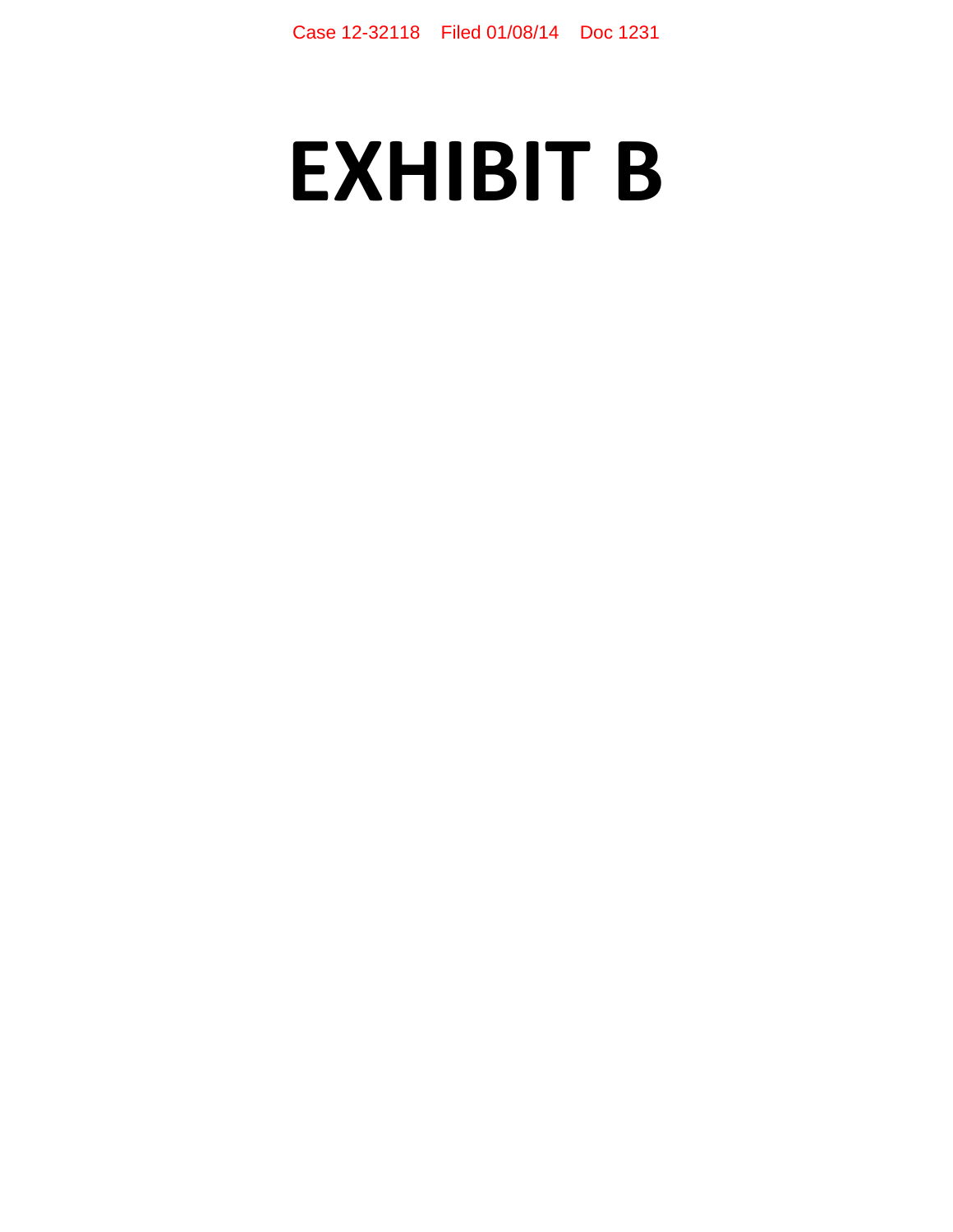# EXHIBIT B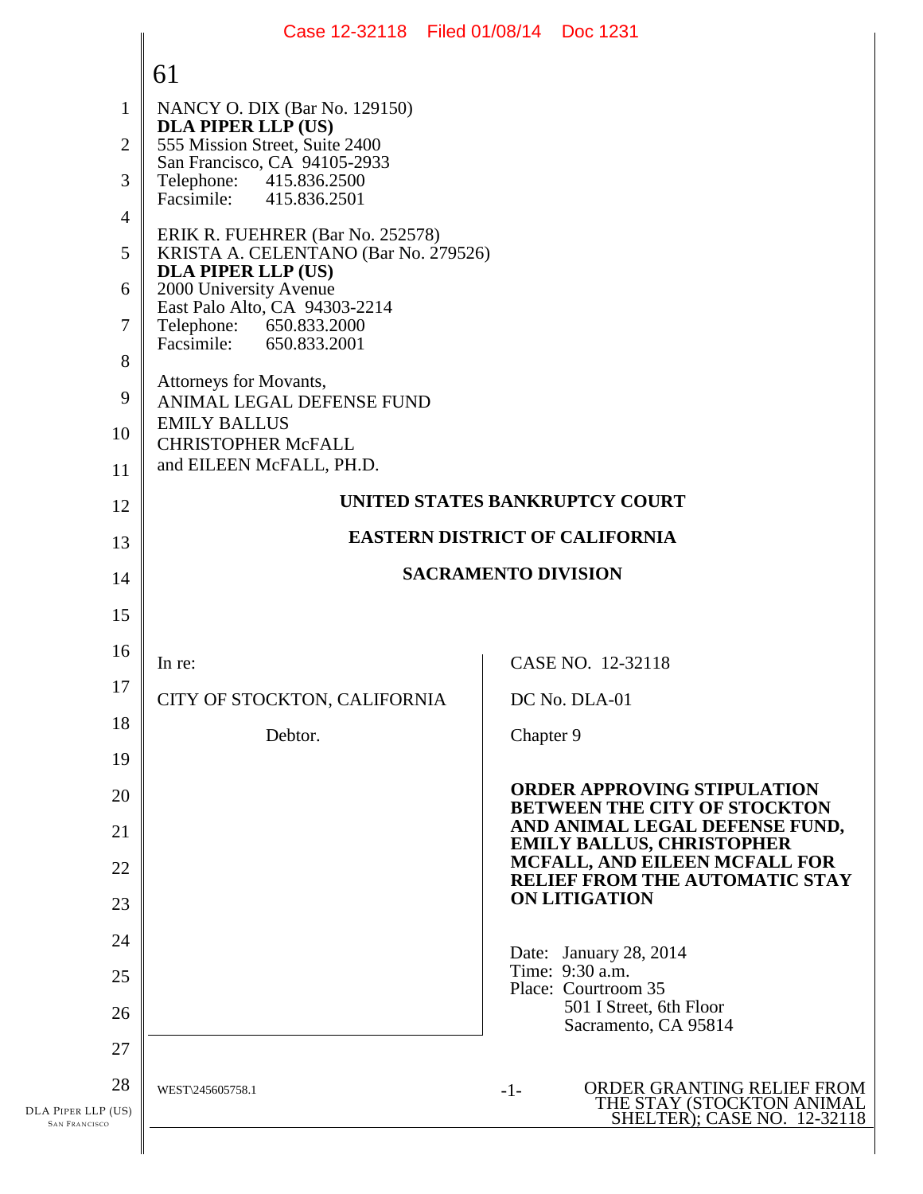61

NANCY O. DIX (Bar No. 129150)
**DLA PIPER LLP (US)**
555 Mission Street, Suite 2400
San Francisco, CA 94105-2933
Telephone: 415.836.2500
Facsimile: 415.836.2501

ERIK R. FUEHRER (Bar No. 252578)
KRISTA A. CELENTANO (Bar No. 279526)
**DLA PIPER LLP (US)**
2000 University Avenue
East Palo Alto, CA 94303-2214
Telephone: 650.833.2000
Facsimile: 650.833.2001

Attorneys for Movants,
ANIMAL LEGAL DEFENSE FUND
EMILY BALLUS
CHRISTOPHER McFALL
and EILEEN McFALL, PH.D.

**UNITED STATES BANKRUPTCY COURT**

**EASTERN DISTRICT OF CALIFORNIA**

**SACRAMENTO DIVISION**

| | |
|---|---|
| In re:<br><br>CITY OF STOCKTON, CALIFORNIA<br><br>Debtor. | CASE NO. 12-32118<br><br>DC No. DLA-01<br><br>Chapter 9<br><br>**ORDER APPROVING STIPULATION BETWEEN THE CITY OF STOCKTON AND ANIMAL LEGAL DEFENSE FUND, EMILY BALLUS, CHRISTOPHER MCFALL, AND EILEEN MCFALL FOR RELIEF FROM THE AUTOMATIC STAY ON LITIGATION**<br><br>Date: January 28, 2014<br>Time: 9:30 a.m.<br>Place: Courtroom 35<br>501 I Street, 6th Floor<br>Sacramento, CA 95814 |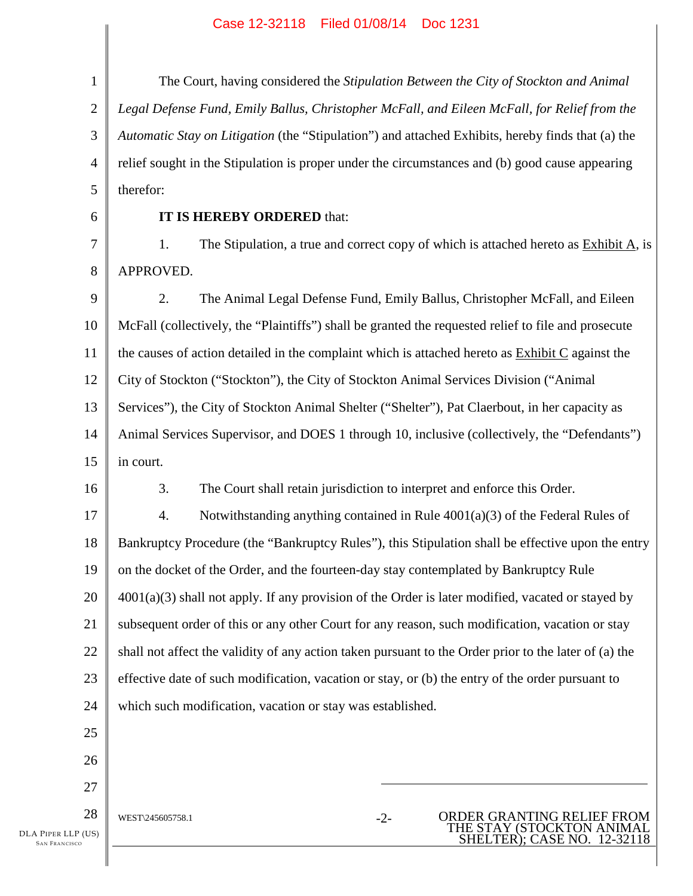The Court, having considered the *Stipulation Between the City of Stockton and Animal Legal Defense Fund, Emily Ballus, Christopher McFall, and Eileen McFall, for Relief from the Automatic Stay on Litigation* (the "Stipulation") and attached Exhibits, hereby finds that (a) the relief sought in the Stipulation is proper under the circumstances and (b) good cause appearing therefor:

**IT IS HEREBY ORDERED** that:

1. The Stipulation, a true and correct copy of which is attached hereto as Exhibit A, is APPROVED.

2. The Animal Legal Defense Fund, Emily Ballus, Christopher McFall, and Eileen McFall (collectively, the "Plaintiffs") shall be granted the requested relief to file and prosecute the causes of action detailed in the complaint which is attached hereto as Exhibit C against the City of Stockton ("Stockton"), the City of Stockton Animal Services Division ("Animal Services"), the City of Stockton Animal Shelter ("Shelter"), Pat Claerbout, in her capacity as Animal Services Supervisor, and DOES 1 through 10, inclusive (collectively, the "Defendants") in court.

3. The Court shall retain jurisdiction to interpret and enforce this Order.

4. Notwithstanding anything contained in Rule 4001(a)(3) of the Federal Rules of Bankruptcy Procedure (the "Bankruptcy Rules"), this Stipulation shall be effective upon the entry on the docket of the Order, and the fourteen-day stay contemplated by Bankruptcy Rule 4001(a)(3) shall not apply. If any provision of the Order is later modified, vacated or stayed by subsequent order of this or any other Court for any reason, such modification, vacation or stay shall not affect the validity of any action taken pursuant to the Order prior to the later of (a) the effective date of such modification, vacation or stay, or (b) the entry of the order pursuant to which such modification, vacation or stay was established.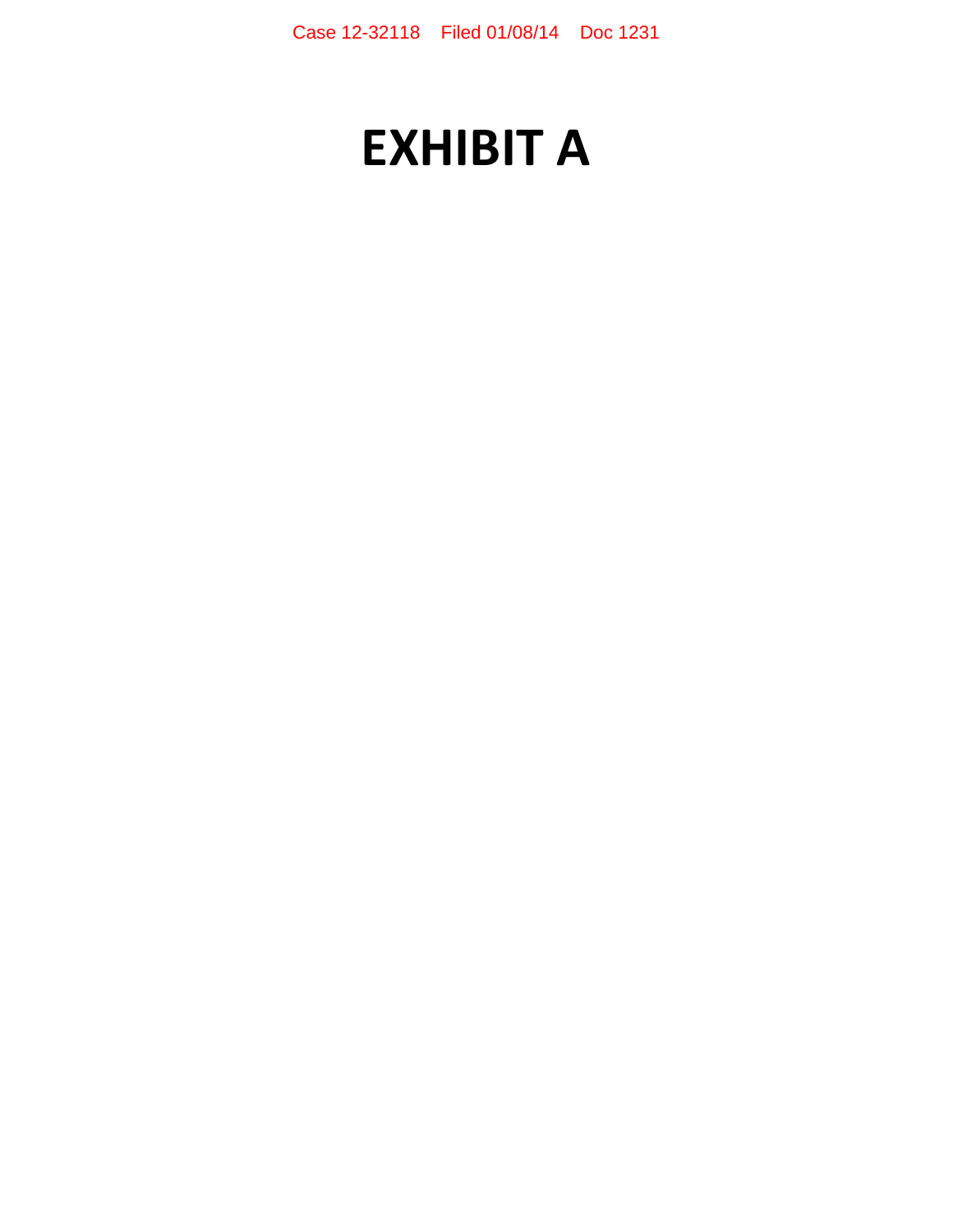# EXHIBIT A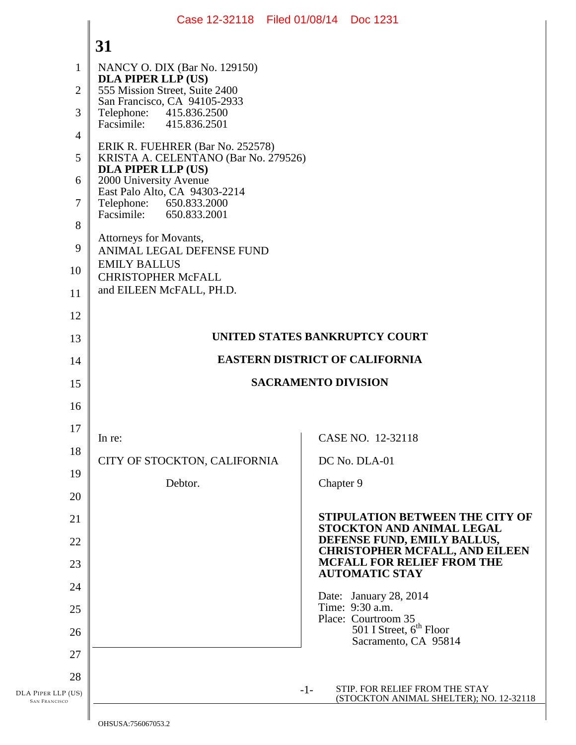**31**

NANCY O. DIX (Bar No. 129150)
**DLA PIPER LLP (US)**
555 Mission Street, Suite 2400
San Francisco, CA 94105-2933
Telephone: 415.836.2500
Facsimile: 415.836.2501

ERIK R. FUEHRER (Bar No. 252578)
KRISTA A. CELENTANO (Bar No. 279526)
**DLA PIPER LLP (US)**
2000 University Avenue
East Palo Alto, CA 94303-2214
Telephone: 650.833.2000
Facsimile: 650.833.2001

Attorneys for Movants,
ANIMAL LEGAL DEFENSE FUND
EMILY BALLUS
CHRISTOPHER McFALL
and EILEEN McFALL, PH.D.

**UNITED STATES BANKRUPTCY COURT**

**EASTERN DISTRICT OF CALIFORNIA**

**SACRAMENTO DIVISION**

In re:

CITY OF STOCKTON, CALIFORNIA

Debtor.

CASE NO. 12-32118

DC No. DLA-01

Chapter 9

**STIPULATION BETWEEN THE CITY OF STOCKTON AND ANIMAL LEGAL DEFENSE FUND, EMILY BALLUS, CHRISTOPHER MCFALL, AND EILEEN MCFALL FOR RELIEF FROM THE AUTOMATIC STAY**

Date: January 28, 2014
Time: 9:30 a.m.
Place: Courtroom 35
501 I Street, 6th Floor
Sacramento, CA 95814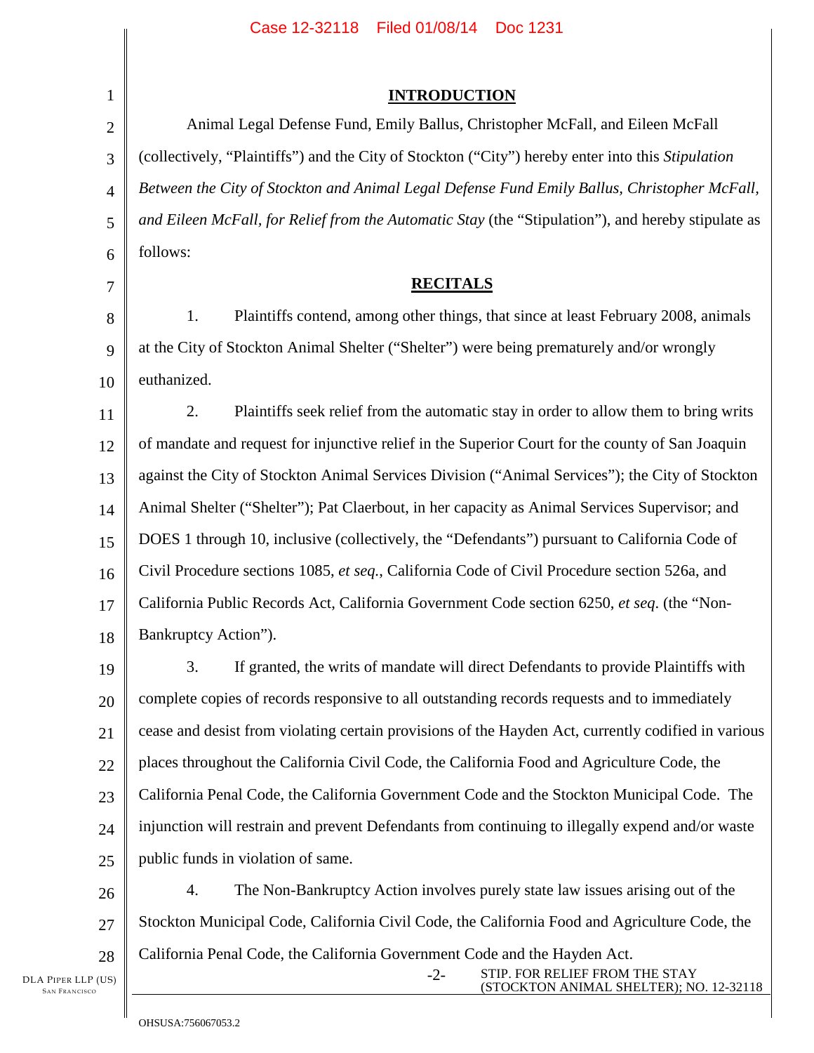## INTRODUCTION

Animal Legal Defense Fund, Emily Ballus, Christopher McFall, and Eileen McFall (collectively, "Plaintiffs") and the City of Stockton ("City") hereby enter into this *Stipulation Between the City of Stockton and Animal Legal Defense Fund Emily Ballus, Christopher McFall, and Eileen McFall, for Relief from the Automatic Stay* (the "Stipulation"), and hereby stipulate as follows:

## RECITALS

1. Plaintiffs contend, among other things, that since at least February 2008, animals at the City of Stockton Animal Shelter ("Shelter") were being prematurely and/or wrongly euthanized.

2. Plaintiffs seek relief from the automatic stay in order to allow them to bring writs of mandate and request for injunctive relief in the Superior Court for the county of San Joaquin against the City of Stockton Animal Services Division ("Animal Services"); the City of Stockton Animal Shelter ("Shelter"); Pat Claerbout, in her capacity as Animal Services Supervisor; and DOES 1 through 10, inclusive (collectively, the "Defendants") pursuant to California Code of Civil Procedure sections 1085, *et seq.*, California Code of Civil Procedure section 526a, and California Public Records Act, California Government Code section 6250, *et seq.* (the "Non-Bankruptcy Action").

3. If granted, the writs of mandate will direct Defendants to provide Plaintiffs with complete copies of records responsive to all outstanding records requests and to immediately cease and desist from violating certain provisions of the Hayden Act, currently codified in various places throughout the California Civil Code, the California Food and Agriculture Code, the California Penal Code, the California Government Code and the Stockton Municipal Code. The injunction will restrain and prevent Defendants from continuing to illegally expend and/or waste public funds in violation of same.

4. The Non-Bankruptcy Action involves purely state law issues arising out of the Stockton Municipal Code, California Civil Code, the California Food and Agriculture Code, the California Penal Code, the California Government Code and the Hayden Act.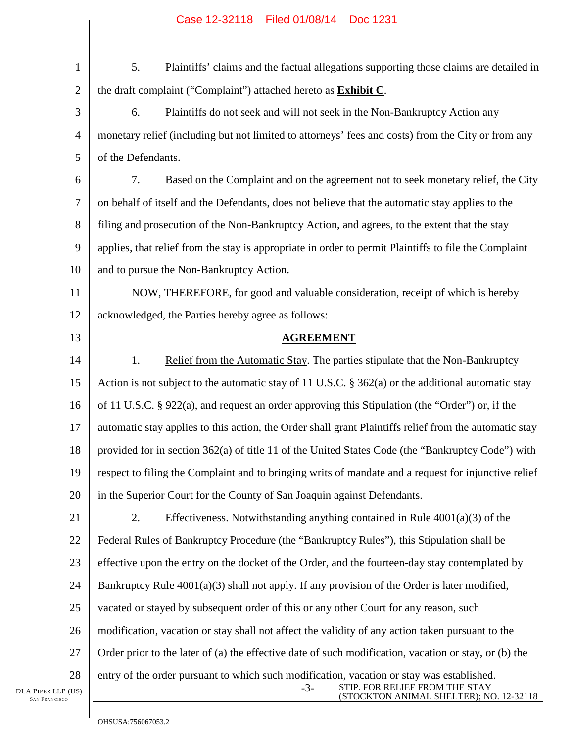5. Plaintiffs' claims and the factual allegations supporting those claims are detailed in the draft complaint ("Complaint") attached hereto as **Exhibit C**.

6. Plaintiffs do not seek and will not seek in the Non-Bankruptcy Action any monetary relief (including but not limited to attorneys' fees and costs) from the City or from any of the Defendants.

7. Based on the Complaint and on the agreement not to seek monetary relief, the City on behalf of itself and the Defendants, does not believe that the automatic stay applies to the filing and prosecution of the Non-Bankruptcy Action, and agrees, to the extent that the stay applies, that relief from the stay is appropriate in order to permit Plaintiffs to file the Complaint and to pursue the Non-Bankruptcy Action.

NOW, THEREFORE, for good and valuable consideration, receipt of which is hereby acknowledged, the Parties hereby agree as follows:

## AGREEMENT

1. Relief from the Automatic Stay. The parties stipulate that the Non-Bankruptcy Action is not subject to the automatic stay of 11 U.S.C. § 362(a) or the additional automatic stay of 11 U.S.C. § 922(a), and request an order approving this Stipulation (the "Order") or, if the automatic stay applies to this action, the Order shall grant Plaintiffs relief from the automatic stay provided for in section 362(a) of title 11 of the United States Code (the "Bankruptcy Code") with respect to filing the Complaint and to bringing writs of mandate and a request for injunctive relief in the Superior Court for the County of San Joaquin against Defendants.

2. Effectiveness. Notwithstanding anything contained in Rule 4001(a)(3) of the Federal Rules of Bankruptcy Procedure (the "Bankruptcy Rules"), this Stipulation shall be effective upon the entry on the docket of the Order, and the fourteen-day stay contemplated by Bankruptcy Rule 4001(a)(3) shall not apply. If any provision of the Order is later modified, vacated or stayed by subsequent order of this or any other Court for any reason, such modification, vacation or stay shall not affect the validity of any action taken pursuant to the Order prior to the later of (a) the effective date of such modification, vacation or stay, or (b) the entry of the order pursuant to which such modification, vacation or stay was established.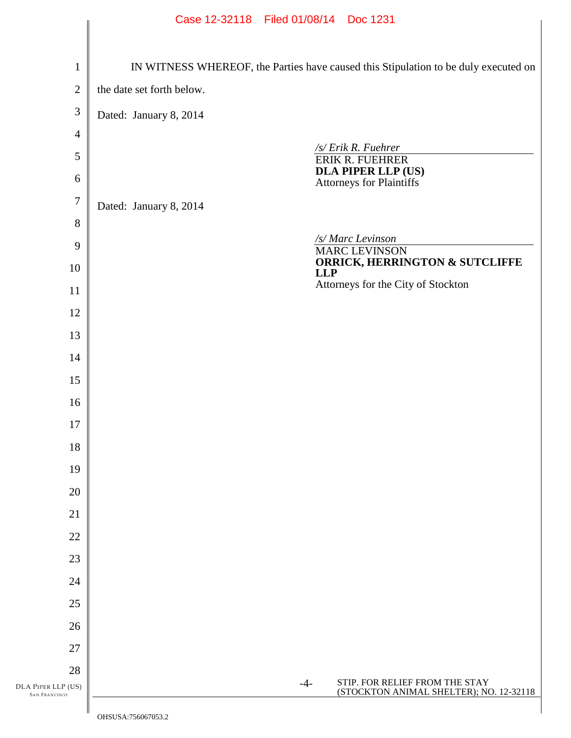IN WITNESS WHEREOF, the Parties have caused this Stipulation to be duly executed on the date set forth below.

Dated: January 8, 2014

*/s/ Erik R. Fuehrer*
ERIK R. FUEHRER
**DLA PIPER LLP (US)**
Attorneys for Plaintiffs

Dated: January 8, 2014

*/s/ Marc Levinson*
MARC LEVINSON
**ORRICK, HERRINGTON & SUTCLIFFE LLP**
Attorneys for the City of Stockton

STIP. FOR RELIEF FROM THE STAY (STOCKTON ANIMAL SHELTER); NO. 12-32118

OHSUSA:756067053.2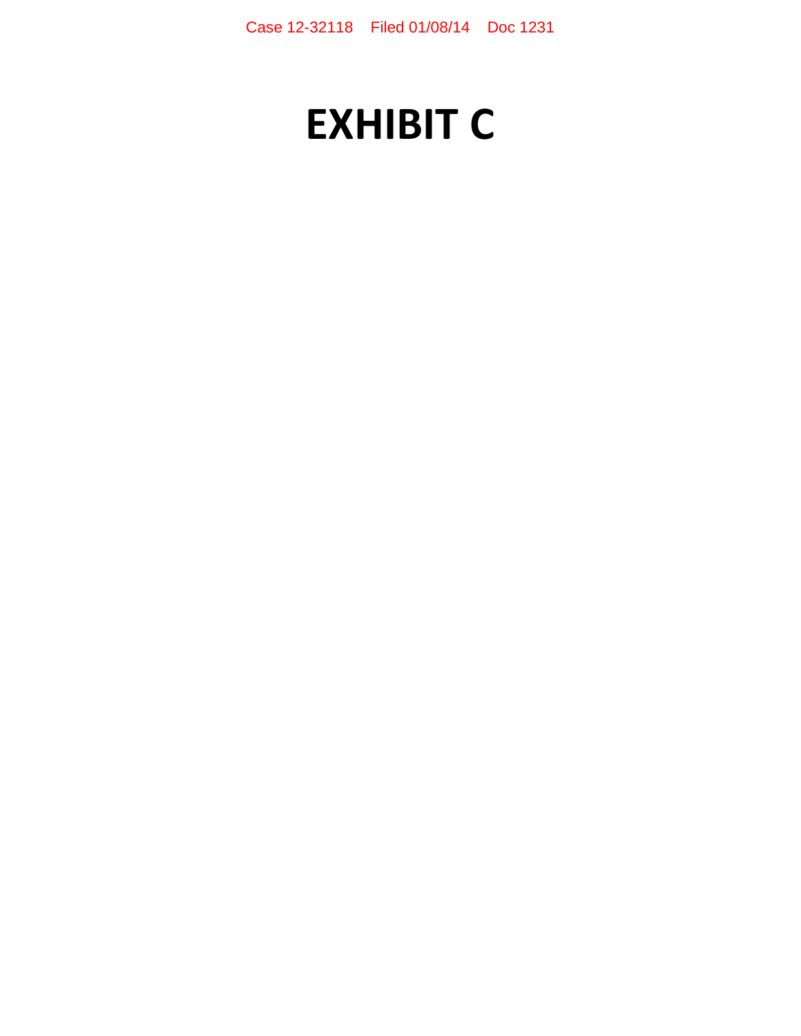# EXHIBIT C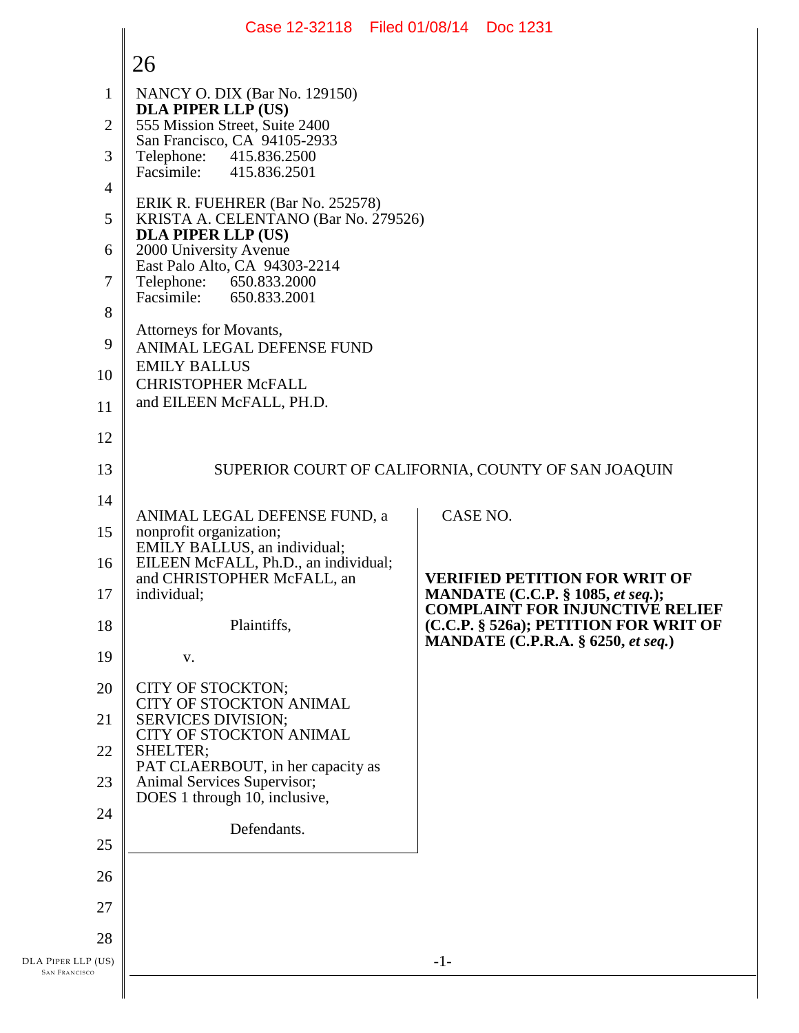26

NANCY O. DIX (Bar No. 129150)
**DLA PIPER LLP (US)**
555 Mission Street, Suite 2400
San Francisco, CA 94105-2933
Telephone: 415.836.2500
Facsimile: 415.836.2501

ERIK R. FUEHRER (Bar No. 252578)
KRISTA A. CELENTANO (Bar No. 279526)
**DLA PIPER LLP (US)**
2000 University Avenue
East Palo Alto, CA 94303-2214
Telephone: 650.833.2000
Facsimile: 650.833.2001

Attorneys for Movants,
ANIMAL LEGAL DEFENSE FUND
EMILY BALLUS
CHRISTOPHER McFALL
and EILEEN McFALL, PH.D.

SUPERIOR COURT OF CALIFORNIA, COUNTY OF SAN JOAQUIN

| | |
|---|---|
| ANIMAL LEGAL DEFENSE FUND, a nonprofit organization;<br>EMILY BALLUS, an individual;<br>EILEEN McFALL, Ph.D., an individual; and CHRISTOPHER McFALL, an individual;<br><br>Plaintiffs,<br><br>v.<br><br>CITY OF STOCKTON;<br>CITY OF STOCKTON ANIMAL SERVICES DIVISION;<br>CITY OF STOCKTON ANIMAL SHELTER;<br>PAT CLAERBOUT, in her capacity as Animal Services Supervisor;<br>DOES 1 through 10, inclusive,<br><br>Defendants. | CASE NO.<br><br>**VERIFIED PETITION FOR WRIT OF MANDATE (C.C.P. § 1085, *et seq.*); COMPLAINT FOR INJUNCTIVE RELIEF (C.C.P. § 526a); PETITION FOR WRIT OF MANDATE (C.P.R.A. § 6250, *et seq.*)** |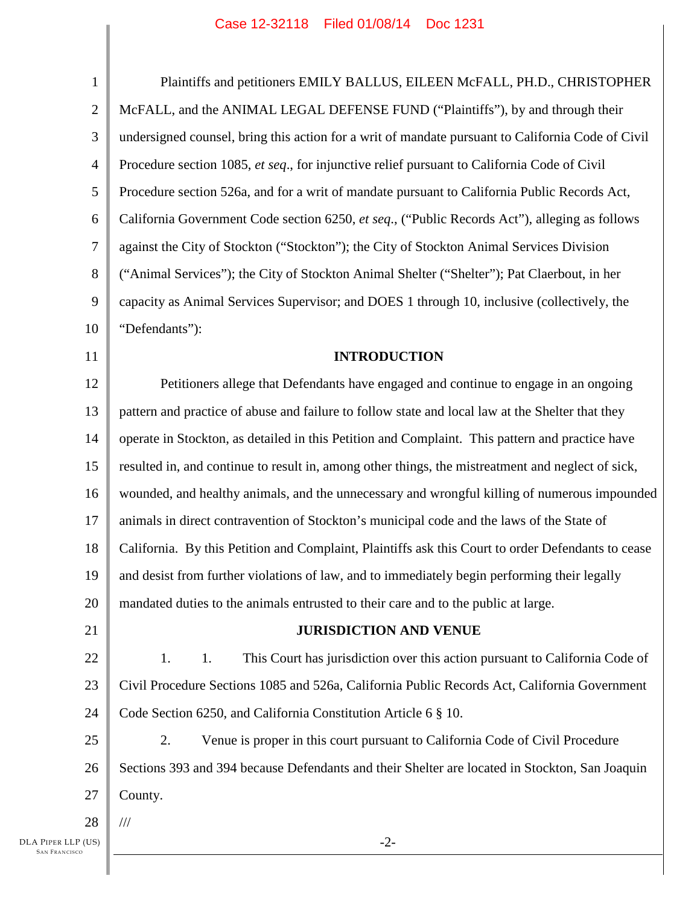Plaintiffs and petitioners EMILY BALLUS, EILEEN McFALL, PH.D., CHRISTOPHER McFALL, and the ANIMAL LEGAL DEFENSE FUND ("Plaintiffs"), by and through their undersigned counsel, bring this action for a writ of mandate pursuant to California Code of Civil Procedure section 1085, *et seq*., for injunctive relief pursuant to California Code of Civil Procedure section 526a, and for a writ of mandate pursuant to California Public Records Act, California Government Code section 6250, *et seq*., ("Public Records Act"), alleging as follows against the City of Stockton ("Stockton"); the City of Stockton Animal Services Division ("Animal Services"); the City of Stockton Animal Shelter ("Shelter"); Pat Claerbout, in her capacity as Animal Services Supervisor; and DOES 1 through 10, inclusive (collectively, the "Defendants"):

**INTRODUCTION**

Petitioners allege that Defendants have engaged and continue to engage in an ongoing pattern and practice of abuse and failure to follow state and local law at the Shelter that they operate in Stockton, as detailed in this Petition and Complaint. This pattern and practice have resulted in, and continue to result in, among other things, the mistreatment and neglect of sick, wounded, and healthy animals, and the unnecessary and wrongful killing of numerous impounded animals in direct contravention of Stockton's municipal code and the laws of the State of California. By this Petition and Complaint, Plaintiffs ask this Court to order Defendants to cease and desist from further violations of law, and to immediately begin performing their legally mandated duties to the animals entrusted to their care and to the public at large.

**JURISDICTION AND VENUE**

1. 1. This Court has jurisdiction over this action pursuant to California Code of Civil Procedure Sections 1085 and 526a, California Public Records Act, California Government Code Section 6250, and California Constitution Article 6 § 10.

2. Venue is proper in this court pursuant to California Code of Civil Procedure Sections 393 and 394 because Defendants and their Shelter are located in Stockton, San Joaquin County.

///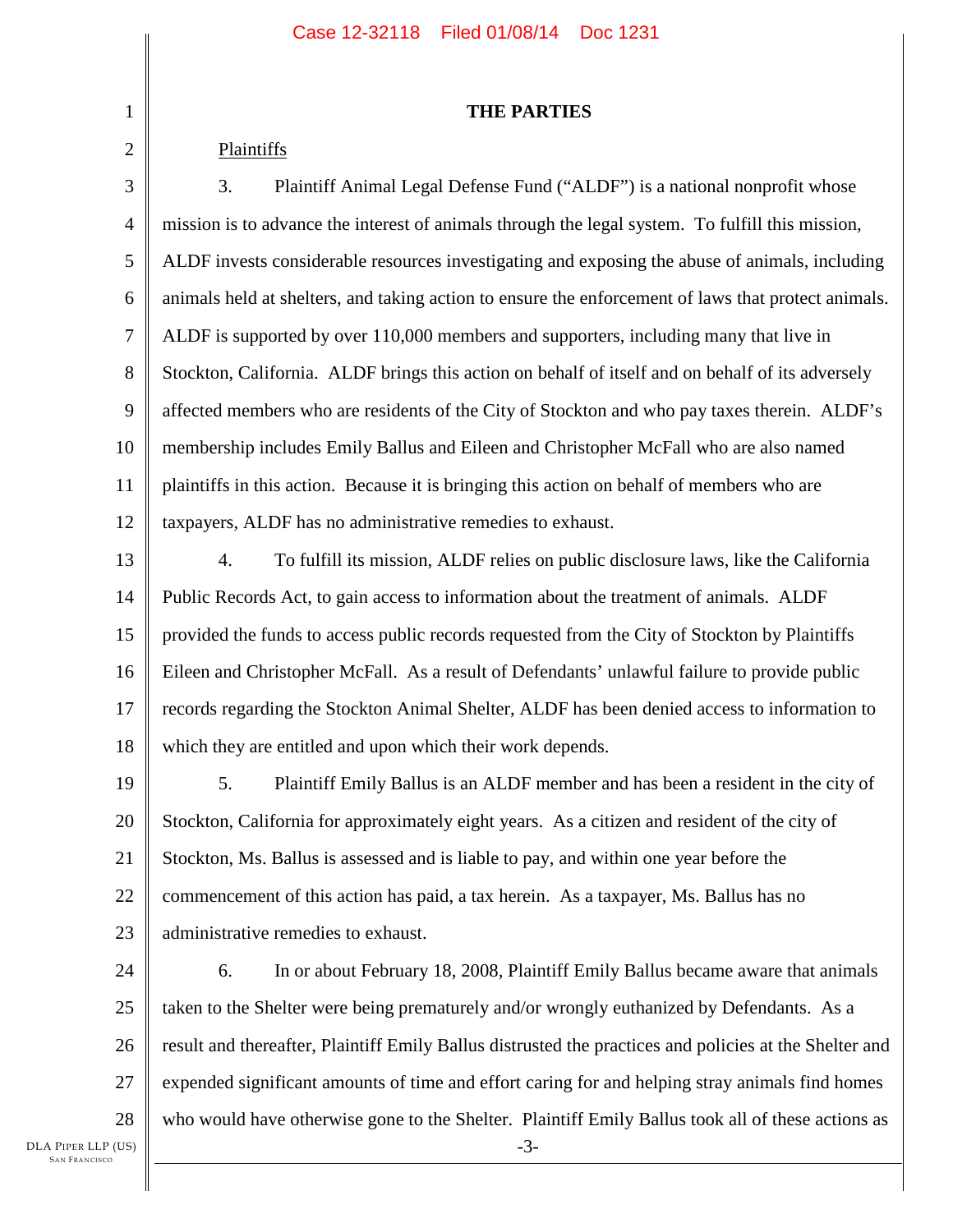## THE PARTIES

Plaintiffs

3. Plaintiff Animal Legal Defense Fund ("ALDF") is a national nonprofit whose mission is to advance the interest of animals through the legal system. To fulfill this mission, ALDF invests considerable resources investigating and exposing the abuse of animals, including animals held at shelters, and taking action to ensure the enforcement of laws that protect animals. ALDF is supported by over 110,000 members and supporters, including many that live in Stockton, California. ALDF brings this action on behalf of itself and on behalf of its adversely affected members who are residents of the City of Stockton and who pay taxes therein. ALDF's membership includes Emily Ballus and Eileen and Christopher McFall who are also named plaintiffs in this action. Because it is bringing this action on behalf of members who are taxpayers, ALDF has no administrative remedies to exhaust.

4. To fulfill its mission, ALDF relies on public disclosure laws, like the California Public Records Act, to gain access to information about the treatment of animals. ALDF provided the funds to access public records requested from the City of Stockton by Plaintiffs Eileen and Christopher McFall. As a result of Defendants' unlawful failure to provide public records regarding the Stockton Animal Shelter, ALDF has been denied access to information to which they are entitled and upon which their work depends.

5. Plaintiff Emily Ballus is an ALDF member and has been a resident in the city of Stockton, California for approximately eight years. As a citizen and resident of the city of Stockton, Ms. Ballus is assessed and is liable to pay, and within one year before the commencement of this action has paid, a tax herein. As a taxpayer, Ms. Ballus has no administrative remedies to exhaust.

6. In or about February 18, 2008, Plaintiff Emily Ballus became aware that animals taken to the Shelter were being prematurely and/or wrongly euthanized by Defendants. As a result and thereafter, Plaintiff Emily Ballus distrusted the practices and policies at the Shelter and expended significant amounts of time and effort caring for and helping stray animals find homes who would have otherwise gone to the Shelter. Plaintiff Emily Ballus took all of these actions as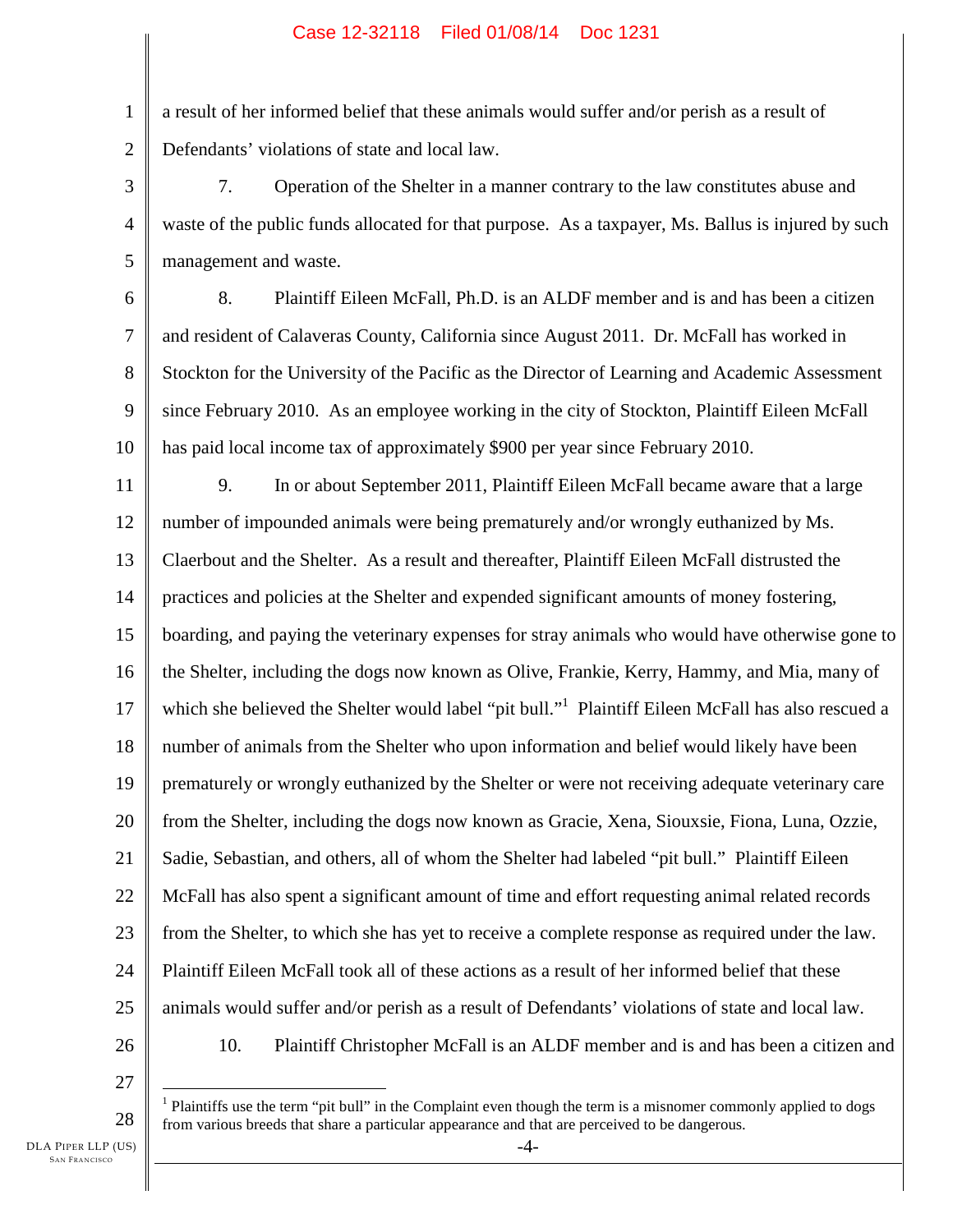a result of her informed belief that these animals would suffer and/or perish as a result of Defendants' violations of state and local law.

7. Operation of the Shelter in a manner contrary to the law constitutes abuse and waste of the public funds allocated for that purpose. As a taxpayer, Ms. Ballus is injured by such management and waste.

8. Plaintiff Eileen McFall, Ph.D. is an ALDF member and is and has been a citizen and resident of Calaveras County, California since August 2011. Dr. McFall has worked in Stockton for the University of the Pacific as the Director of Learning and Academic Assessment since February 2010. As an employee working in the city of Stockton, Plaintiff Eileen McFall has paid local income tax of approximately $900 per year since February 2010.

9. In or about September 2011, Plaintiff Eileen McFall became aware that a large number of impounded animals were being prematurely and/or wrongly euthanized by Ms. Claerbout and the Shelter. As a result and thereafter, Plaintiff Eileen McFall distrusted the practices and policies at the Shelter and expended significant amounts of money fostering, boarding, and paying the veterinary expenses for stray animals who would have otherwise gone to the Shelter, including the dogs now known as Olive, Frankie, Kerry, Hammy, and Mia, many of which she believed the Shelter would label "pit bull."[1] Plaintiff Eileen McFall has also rescued a number of animals from the Shelter who upon information and belief would likely have been prematurely or wrongly euthanized by the Shelter or were not receiving adequate veterinary care from the Shelter, including the dogs now known as Gracie, Xena, Siouxsie, Fiona, Luna, Ozzie, Sadie, Sebastian, and others, all of whom the Shelter had labeled "pit bull." Plaintiff Eileen McFall has also spent a significant amount of time and effort requesting animal related records from the Shelter, to which she has yet to receive a complete response as required under the law. Plaintiff Eileen McFall took all of these actions as a result of her informed belief that these animals would suffer and/or perish as a result of Defendants' violations of state and local law.

10. Plaintiff Christopher McFall is an ALDF member and is and has been a citizen and

[1] Plaintiffs use the term "pit bull" in the Complaint even though the term is a misnomer commonly applied to dogs from various breeds that share a particular appearance and that are perceived to be dangerous.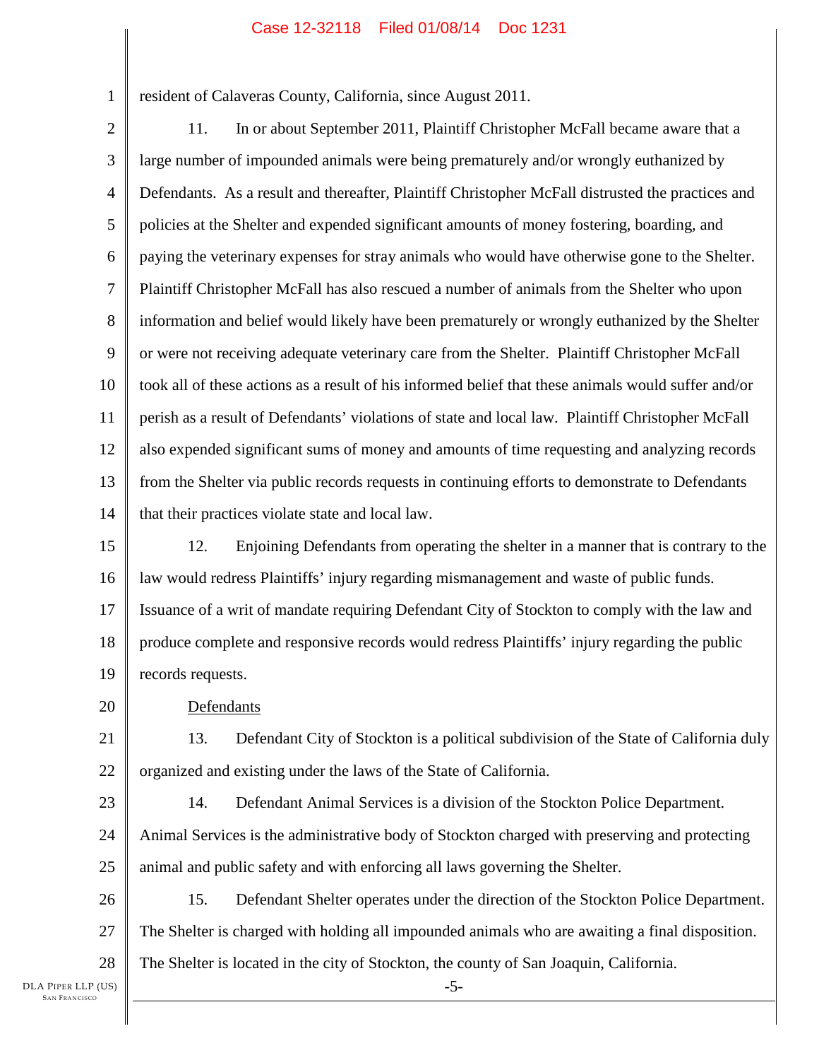resident of Calaveras County, California, since August 2011.

11. In or about September 2011, Plaintiff Christopher McFall became aware that a large number of impounded animals were being prematurely and/or wrongly euthanized by Defendants. As a result and thereafter, Plaintiff Christopher McFall distrusted the practices and policies at the Shelter and expended significant amounts of money fostering, boarding, and paying the veterinary expenses for stray animals who would have otherwise gone to the Shelter. Plaintiff Christopher McFall has also rescued a number of animals from the Shelter who upon information and belief would likely have been prematurely or wrongly euthanized by the Shelter or were not receiving adequate veterinary care from the Shelter. Plaintiff Christopher McFall took all of these actions as a result of his informed belief that these animals would suffer and/or perish as a result of Defendants' violations of state and local law. Plaintiff Christopher McFall also expended significant sums of money and amounts of time requesting and analyzing records from the Shelter via public records requests in continuing efforts to demonstrate to Defendants that their practices violate state and local law.

12. Enjoining Defendants from operating the shelter in a manner that is contrary to the law would redress Plaintiffs' injury regarding mismanagement and waste of public funds. Issuance of a writ of mandate requiring Defendant City of Stockton to comply with the law and produce complete and responsive records would redress Plaintiffs' injury regarding the public records requests.

Defendants

13. Defendant City of Stockton is a political subdivision of the State of California duly organized and existing under the laws of the State of California.

14. Defendant Animal Services is a division of the Stockton Police Department. Animal Services is the administrative body of Stockton charged with preserving and protecting animal and public safety and with enforcing all laws governing the Shelter.

15. Defendant Shelter operates under the direction of the Stockton Police Department. The Shelter is charged with holding all impounded animals who are awaiting a final disposition. The Shelter is located in the city of Stockton, the county of San Joaquin, California.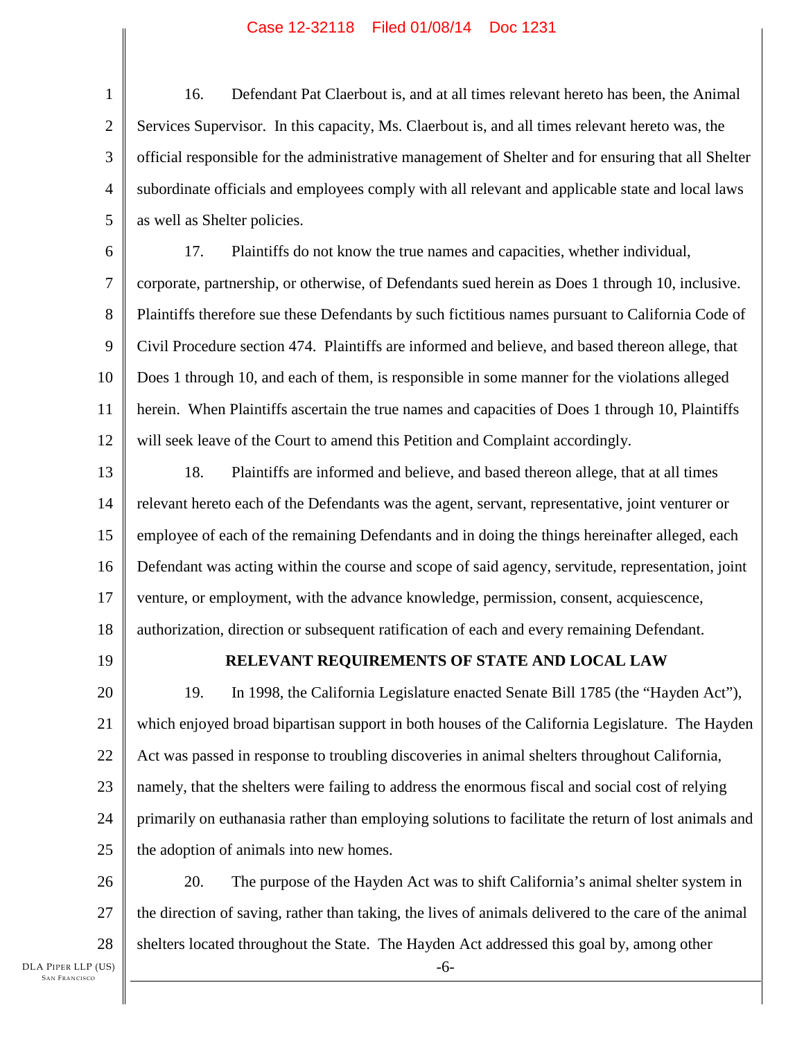16. Defendant Pat Claerbout is, and at all times relevant hereto has been, the Animal Services Supervisor. In this capacity, Ms. Claerbout is, and all times relevant hereto was, the official responsible for the administrative management of Shelter and for ensuring that all Shelter subordinate officials and employees comply with all relevant and applicable state and local laws as well as Shelter policies.

17. Plaintiffs do not know the true names and capacities, whether individual, corporate, partnership, or otherwise, of Defendants sued herein as Does 1 through 10, inclusive. Plaintiffs therefore sue these Defendants by such fictitious names pursuant to California Code of Civil Procedure section 474. Plaintiffs are informed and believe, and based thereon allege, that Does 1 through 10, and each of them, is responsible in some manner for the violations alleged herein. When Plaintiffs ascertain the true names and capacities of Does 1 through 10, Plaintiffs will seek leave of the Court to amend this Petition and Complaint accordingly.

18. Plaintiffs are informed and believe, and based thereon allege, that at all times relevant hereto each of the Defendants was the agent, servant, representative, joint venturer or employee of each of the remaining Defendants and in doing the things hereinafter alleged, each Defendant was acting within the course and scope of said agency, servitude, representation, joint venture, or employment, with the advance knowledge, permission, consent, acquiescence, authorization, direction or subsequent ratification of each and every remaining Defendant.

**RELEVANT REQUIREMENTS OF STATE AND LOCAL LAW**

19. In 1998, the California Legislature enacted Senate Bill 1785 (the "Hayden Act"), which enjoyed broad bipartisan support in both houses of the California Legislature. The Hayden Act was passed in response to troubling discoveries in animal shelters throughout California, namely, that the shelters were failing to address the enormous fiscal and social cost of relying primarily on euthanasia rather than employing solutions to facilitate the return of lost animals and the adoption of animals into new homes.

20. The purpose of the Hayden Act was to shift California's animal shelter system in the direction of saving, rather than taking, the lives of animals delivered to the care of the animal shelters located throughout the State. The Hayden Act addressed this goal by, among other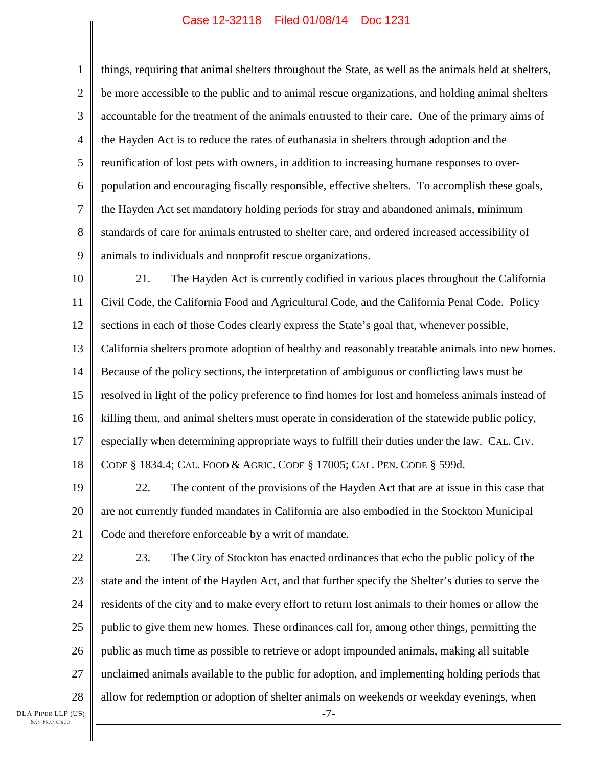things, requiring that animal shelters throughout the State, as well as the animals held at shelters, be more accessible to the public and to animal rescue organizations, and holding animal shelters accountable for the treatment of the animals entrusted to their care. One of the primary aims of the Hayden Act is to reduce the rates of euthanasia in shelters through adoption and the reunification of lost pets with owners, in addition to increasing humane responses to over-population and encouraging fiscally responsible, effective shelters. To accomplish these goals, the Hayden Act set mandatory holding periods for stray and abandoned animals, minimum standards of care for animals entrusted to shelter care, and ordered increased accessibility of animals to individuals and nonprofit rescue organizations.

21. The Hayden Act is currently codified in various places throughout the California Civil Code, the California Food and Agricultural Code, and the California Penal Code. Policy sections in each of those Codes clearly express the State's goal that, whenever possible, California shelters promote adoption of healthy and reasonably treatable animals into new homes. Because of the policy sections, the interpretation of ambiguous or conflicting laws must be resolved in light of the policy preference to find homes for lost and homeless animals instead of killing them, and animal shelters must operate in consideration of the statewide public policy, especially when determining appropriate ways to fulfill their duties under the law. CAL. CIV. CODE § 1834.4; CAL. FOOD & AGRIC. CODE § 17005; CAL. PEN. CODE § 599d.

22. The content of the provisions of the Hayden Act that are at issue in this case that are not currently funded mandates in California are also embodied in the Stockton Municipal Code and therefore enforceable by a writ of mandate.

23. The City of Stockton has enacted ordinances that echo the public policy of the state and the intent of the Hayden Act, and that further specify the Shelter's duties to serve the residents of the city and to make every effort to return lost animals to their homes or allow the public to give them new homes. These ordinances call for, among other things, permitting the public as much time as possible to retrieve or adopt impounded animals, making all suitable unclaimed animals available to the public for adoption, and implementing holding periods that allow for redemption or adoption of shelter animals on weekends or weekday evenings, when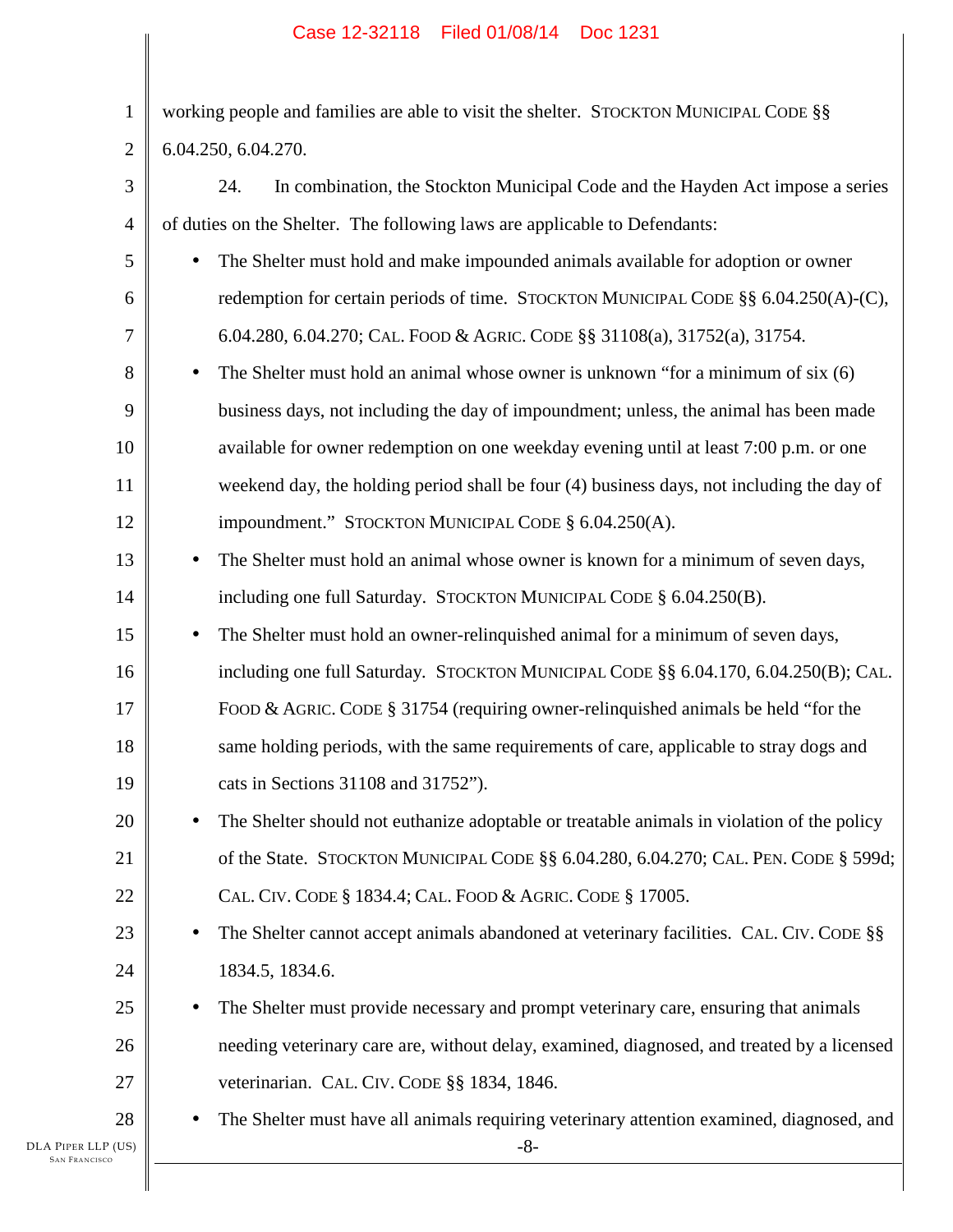working people and families are able to visit the shelter. STOCKTON MUNICIPAL CODE §§ 6.04.250, 6.04.270.

24. In combination, the Stockton Municipal Code and the Hayden Act impose a series of duties on the Shelter. The following laws are applicable to Defendants:

- The Shelter must hold and make impounded animals available for adoption or owner redemption for certain periods of time. STOCKTON MUNICIPAL CODE §§ 6.04.250(A)-(C), 6.04.280, 6.04.270; CAL. FOOD & AGRIC. CODE §§ 31108(a), 31752(a), 31754.
- The Shelter must hold an animal whose owner is unknown "for a minimum of six (6) business days, not including the day of impoundment; unless, the animal has been made available for owner redemption on one weekday evening until at least 7:00 p.m. or one weekend day, the holding period shall be four (4) business days, not including the day of impoundment." STOCKTON MUNICIPAL CODE § 6.04.250(A).
- The Shelter must hold an animal whose owner is known for a minimum of seven days, including one full Saturday. STOCKTON MUNICIPAL CODE § 6.04.250(B).
- The Shelter must hold an owner-relinquished animal for a minimum of seven days, including one full Saturday. STOCKTON MUNICIPAL CODE §§ 6.04.170, 6.04.250(B); CAL. FOOD & AGRIC. CODE § 31754 (requiring owner-relinquished animals be held "for the same holding periods, with the same requirements of care, applicable to stray dogs and cats in Sections 31108 and 31752").
- The Shelter should not euthanize adoptable or treatable animals in violation of the policy of the State. STOCKTON MUNICIPAL CODE §§ 6.04.280, 6.04.270; CAL. PEN. CODE § 599d; CAL. CIV. CODE § 1834.4; CAL. FOOD & AGRIC. CODE § 17005.
- The Shelter cannot accept animals abandoned at veterinary facilities. CAL. CIV. CODE §§ 1834.5, 1834.6.
- The Shelter must provide necessary and prompt veterinary care, ensuring that animals needing veterinary care are, without delay, examined, diagnosed, and treated by a licensed veterinarian. CAL. CIV. CODE §§ 1834, 1846.
- The Shelter must have all animals requiring veterinary attention examined, diagnosed, and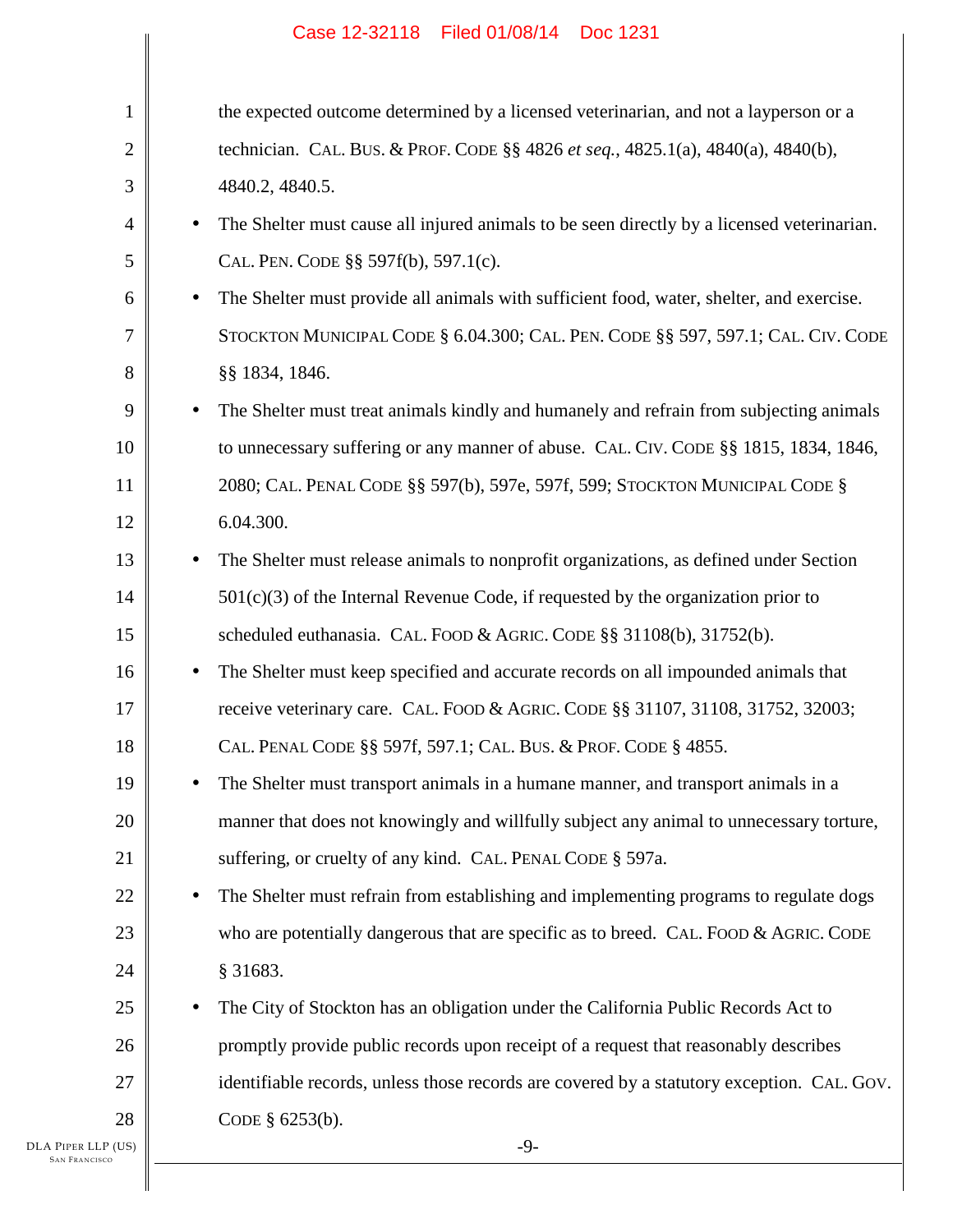the expected outcome determined by a licensed veterinarian, and not a layperson or a technician. CAL. BUS. & PROF. CODE §§ 4826 *et seq.*, 4825.1(a), 4840(a), 4840(b), 4840.2, 4840.5.

- The Shelter must cause all injured animals to be seen directly by a licensed veterinarian. CAL. PEN. CODE §§ 597f(b), 597.1(c).
- The Shelter must provide all animals with sufficient food, water, shelter, and exercise. STOCKTON MUNICIPAL CODE § 6.04.300; CAL. PEN. CODE §§ 597, 597.1; CAL. CIV. CODE §§ 1834, 1846.
- The Shelter must treat animals kindly and humanely and refrain from subjecting animals to unnecessary suffering or any manner of abuse. CAL. CIV. CODE §§ 1815, 1834, 1846, 2080; CAL. PENAL CODE §§ 597(b), 597e, 597f, 599; STOCKTON MUNICIPAL CODE § 6.04.300.
- The Shelter must release animals to nonprofit organizations, as defined under Section 501(c)(3) of the Internal Revenue Code, if requested by the organization prior to scheduled euthanasia. CAL. FOOD & AGRIC. CODE §§ 31108(b), 31752(b).
- The Shelter must keep specified and accurate records on all impounded animals that receive veterinary care. CAL. FOOD & AGRIC. CODE §§ 31107, 31108, 31752, 32003; CAL. PENAL CODE §§ 597f, 597.1; CAL. BUS. & PROF. CODE § 4855.
- The Shelter must transport animals in a humane manner, and transport animals in a manner that does not knowingly and willfully subject any animal to unnecessary torture, suffering, or cruelty of any kind. CAL. PENAL CODE § 597a.
- The Shelter must refrain from establishing and implementing programs to regulate dogs who are potentially dangerous that are specific as to breed. CAL. FOOD & AGRIC. CODE § 31683.
- The City of Stockton has an obligation under the California Public Records Act to promptly provide public records upon receipt of a request that reasonably describes identifiable records, unless those records are covered by a statutory exception. CAL. GOV. CODE § 6253(b).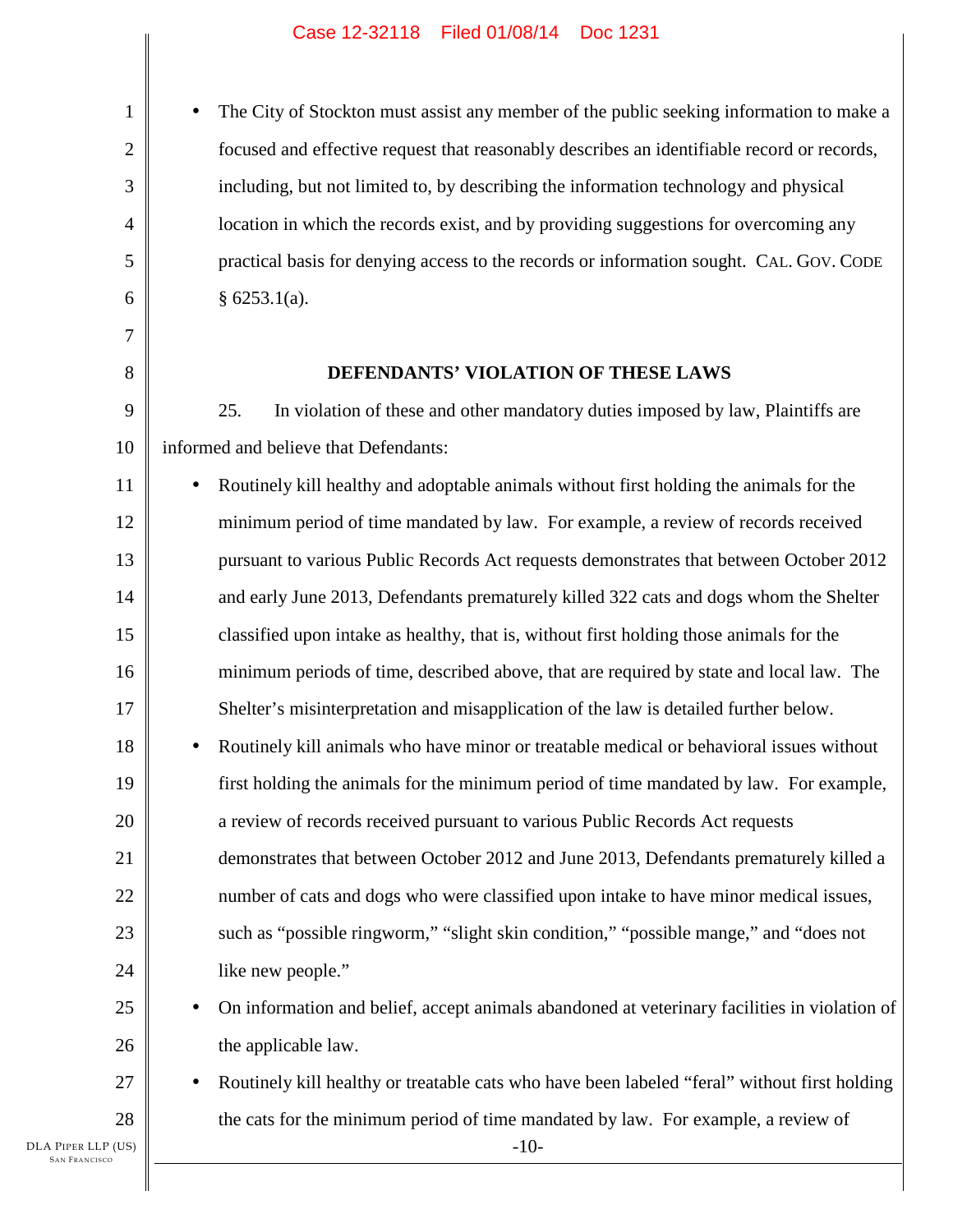- The City of Stockton must assist any member of the public seeking information to make a focused and effective request that reasonably describes an identifiable record or records, including, but not limited to, by describing the information technology and physical location in which the records exist, and by providing suggestions for overcoming any practical basis for denying access to the records or information sought. CAL. GOV. CODE § 6253.1(a).

**DEFENDANTS' VIOLATION OF THESE LAWS**

25. In violation of these and other mandatory duties imposed by law, Plaintiffs are informed and believe that Defendants:

- Routinely kill healthy and adoptable animals without first holding the animals for the minimum period of time mandated by law. For example, a review of records received pursuant to various Public Records Act requests demonstrates that between October 2012 and early June 2013, Defendants prematurely killed 322 cats and dogs whom the Shelter classified upon intake as healthy, that is, without first holding those animals for the minimum periods of time, described above, that are required by state and local law. The Shelter's misinterpretation and misapplication of the law is detailed further below.
- Routinely kill animals who have minor or treatable medical or behavioral issues without first holding the animals for the minimum period of time mandated by law. For example, a review of records received pursuant to various Public Records Act requests demonstrates that between October 2012 and June 2013, Defendants prematurely killed a number of cats and dogs who were classified upon intake to have minor medical issues, such as "possible ringworm," "slight skin condition," "possible mange," and "does not like new people."
- On information and belief, accept animals abandoned at veterinary facilities in violation of the applicable law.
- Routinely kill healthy or treatable cats who have been labeled "feral" without first holding the cats for the minimum period of time mandated by law. For example, a review of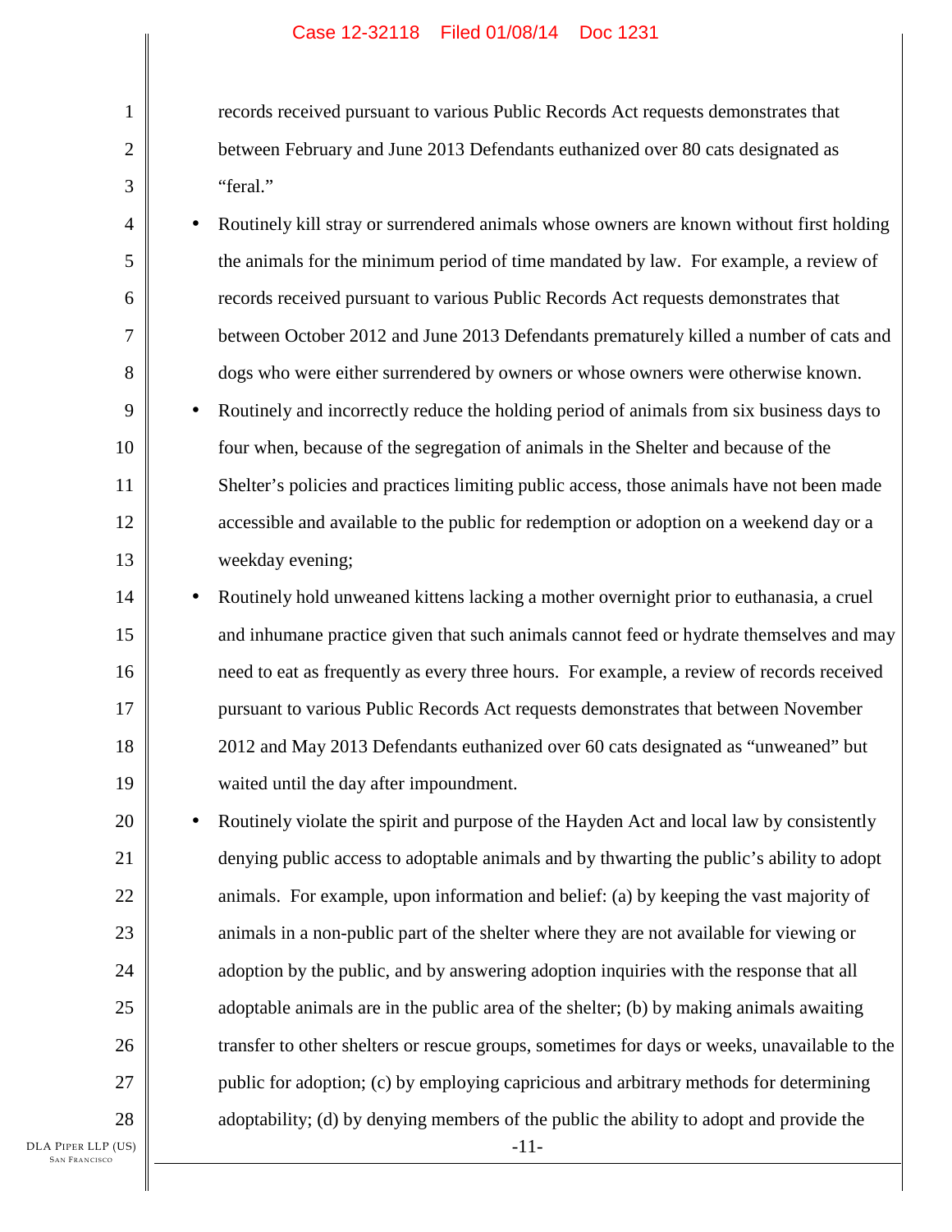records received pursuant to various Public Records Act requests demonstrates that between February and June 2013 Defendants euthanized over 80 cats designated as "feral."

- Routinely kill stray or surrendered animals whose owners are known without first holding the animals for the minimum period of time mandated by law. For example, a review of records received pursuant to various Public Records Act requests demonstrates that between October 2012 and June 2013 Defendants prematurely killed a number of cats and dogs who were either surrendered by owners or whose owners were otherwise known.
- Routinely and incorrectly reduce the holding period of animals from six business days to four when, because of the segregation of animals in the Shelter and because of the Shelter's policies and practices limiting public access, those animals have not been made accessible and available to the public for redemption or adoption on a weekend day or a weekday evening;
- Routinely hold unweaned kittens lacking a mother overnight prior to euthanasia, a cruel and inhumane practice given that such animals cannot feed or hydrate themselves and may need to eat as frequently as every three hours. For example, a review of records received pursuant to various Public Records Act requests demonstrates that between November 2012 and May 2013 Defendants euthanized over 60 cats designated as "unweaned" but waited until the day after impoundment.
- Routinely violate the spirit and purpose of the Hayden Act and local law by consistently denying public access to adoptable animals and by thwarting the public's ability to adopt animals. For example, upon information and belief: (a) by keeping the vast majority of animals in a non-public part of the shelter where they are not available for viewing or adoption by the public, and by answering adoption inquiries with the response that all adoptable animals are in the public area of the shelter; (b) by making animals awaiting transfer to other shelters or rescue groups, sometimes for days or weeks, unavailable to the public for adoption; (c) by employing capricious and arbitrary methods for determining adoptability; (d) by denying members of the public the ability to adopt and provide the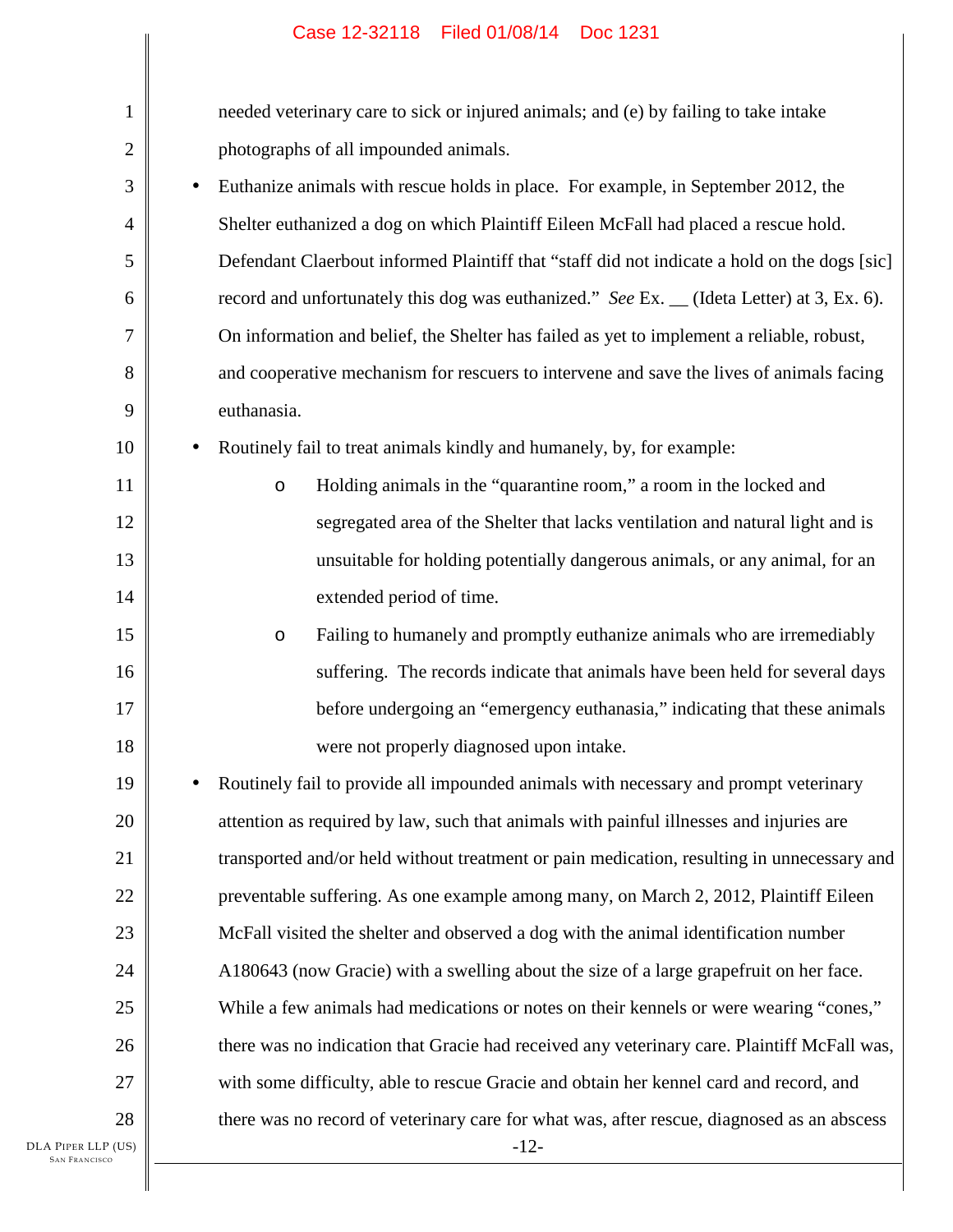needed veterinary care to sick or injured animals; and (e) by failing to take intake photographs of all impounded animals.

- Euthanize animals with rescue holds in place. For example, in September 2012, the Shelter euthanized a dog on which Plaintiff Eileen McFall had placed a rescue hold. Defendant Claerbout informed Plaintiff that "staff did not indicate a hold on the dogs [sic] record and unfortunately this dog was euthanized." *See* Ex. __ (Ideta Letter) at 3, Ex. 6). On information and belief, the Shelter has failed as yet to implement a reliable, robust, and cooperative mechanism for rescuers to intervene and save the lives of animals facing euthanasia.
- Routinely fail to treat animals kindly and humanely, by, for example:
    - Holding animals in the "quarantine room," a room in the locked and segregated area of the Shelter that lacks ventilation and natural light and is unsuitable for holding potentially dangerous animals, or any animal, for an extended period of time.
    - Failing to humanely and promptly euthanize animals who are irremediably suffering. The records indicate that animals have been held for several days before undergoing an "emergency euthanasia," indicating that these animals were not properly diagnosed upon intake.
- Routinely fail to provide all impounded animals with necessary and prompt veterinary attention as required by law, such that animals with painful illnesses and injuries are transported and/or held without treatment or pain medication, resulting in unnecessary and preventable suffering. As one example among many, on March 2, 2012, Plaintiff Eileen McFall visited the shelter and observed a dog with the animal identification number A180643 (now Gracie) with a swelling about the size of a large grapefruit on her face. While a few animals had medications or notes on their kennels or were wearing "cones," there was no indication that Gracie had received any veterinary care. Plaintiff McFall was, with some difficulty, able to rescue Gracie and obtain her kennel card and record, and there was no record of veterinary care for what was, after rescue, diagnosed as an abscess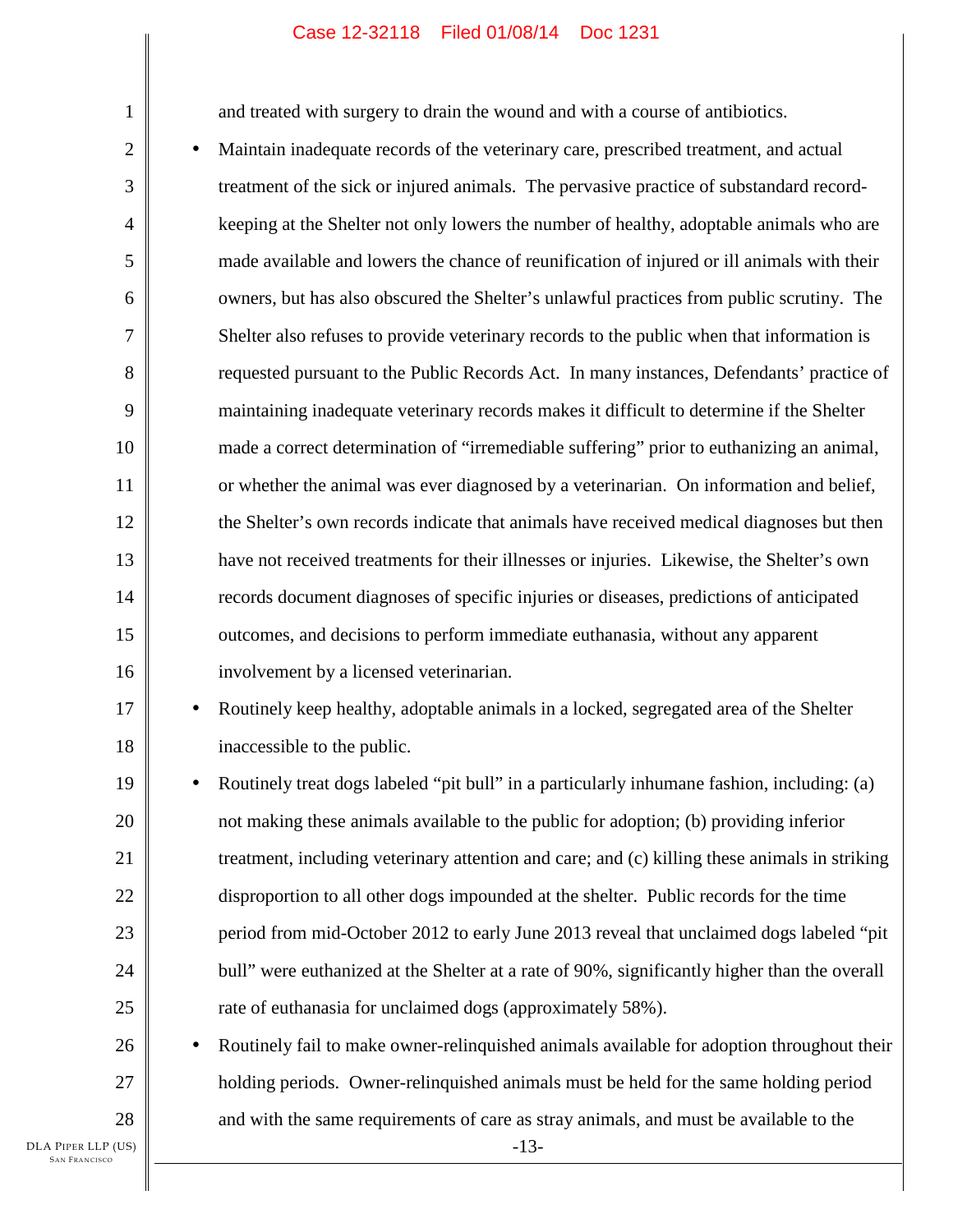and treated with surgery to drain the wound and with a course of antibiotics.

- Maintain inadequate records of the veterinary care, prescribed treatment, and actual treatment of the sick or injured animals. The pervasive practice of substandard record-keeping at the Shelter not only lowers the number of healthy, adoptable animals who are made available and lowers the chance of reunification of injured or ill animals with their owners, but has also obscured the Shelter's unlawful practices from public scrutiny. The Shelter also refuses to provide veterinary records to the public when that information is requested pursuant to the Public Records Act. In many instances, Defendants' practice of maintaining inadequate veterinary records makes it difficult to determine if the Shelter made a correct determination of "irremediable suffering" prior to euthanizing an animal, or whether the animal was ever diagnosed by a veterinarian. On information and belief, the Shelter's own records indicate that animals have received medical diagnoses but then have not received treatments for their illnesses or injuries. Likewise, the Shelter's own records document diagnoses of specific injuries or diseases, predictions of anticipated outcomes, and decisions to perform immediate euthanasia, without any apparent involvement by a licensed veterinarian.
- Routinely keep healthy, adoptable animals in a locked, segregated area of the Shelter inaccessible to the public.
- Routinely treat dogs labeled "pit bull" in a particularly inhumane fashion, including: (a) not making these animals available to the public for adoption; (b) providing inferior treatment, including veterinary attention and care; and (c) killing these animals in striking disproportion to all other dogs impounded at the shelter. Public records for the time period from mid-October 2012 to early June 2013 reveal that unclaimed dogs labeled "pit bull" were euthanized at the Shelter at a rate of 90%, significantly higher than the overall rate of euthanasia for unclaimed dogs (approximately 58%).
- Routinely fail to make owner-relinquished animals available for adoption throughout their holding periods. Owner-relinquished animals must be held for the same holding period and with the same requirements of care as stray animals, and must be available to the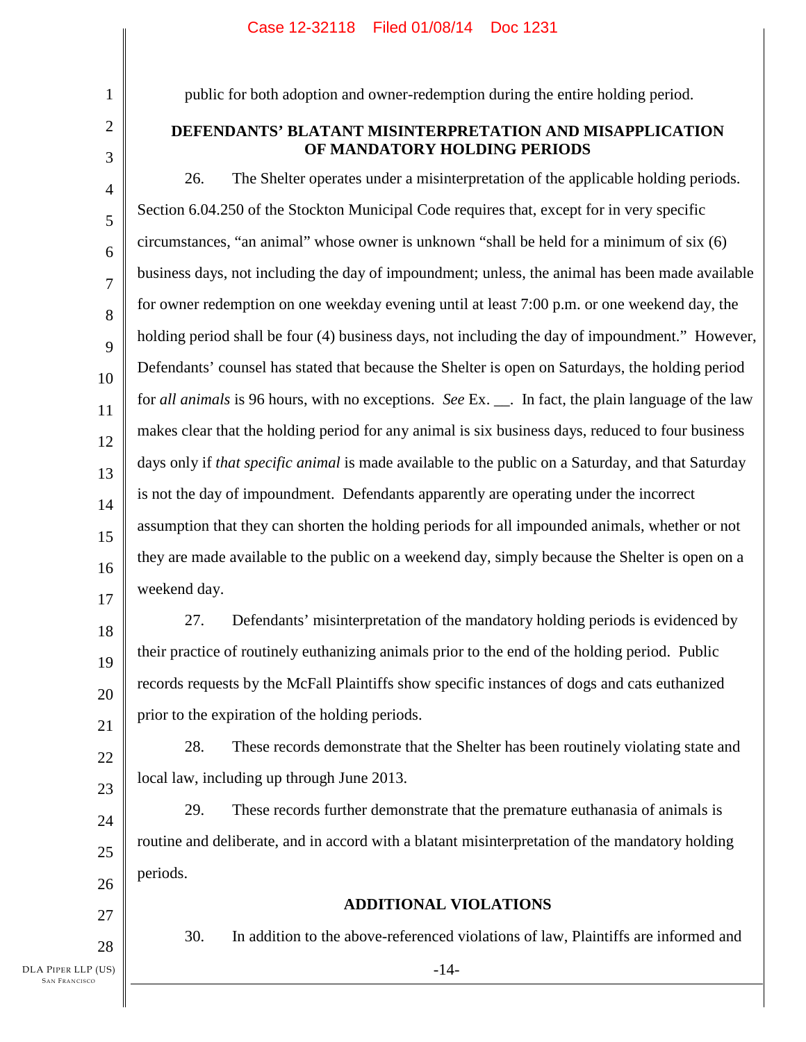public for both adoption and owner-redemption during the entire holding period.

## DEFENDANTS' BLATANT MISINTERPRETATION AND MISAPPLICATION OF MANDATORY HOLDING PERIODS

26. The Shelter operates under a misinterpretation of the applicable holding periods. Section 6.04.250 of the Stockton Municipal Code requires that, except for in very specific circumstances, "an animal" whose owner is unknown "shall be held for a minimum of six (6) business days, not including the day of impoundment; unless, the animal has been made available for owner redemption on one weekday evening until at least 7:00 p.m. or one weekend day, the holding period shall be four (4) business days, not including the day of impoundment." However, Defendants' counsel has stated that because the Shelter is open on Saturdays, the holding period for *all animals* is 96 hours, with no exceptions. *See* Ex. __. In fact, the plain language of the law makes clear that the holding period for any animal is six business days, reduced to four business days only if *that specific animal* is made available to the public on a Saturday, and that Saturday is not the day of impoundment. Defendants apparently are operating under the incorrect assumption that they can shorten the holding periods for all impounded animals, whether or not they are made available to the public on a weekend day, simply because the Shelter is open on a weekend day.

27. Defendants' misinterpretation of the mandatory holding periods is evidenced by their practice of routinely euthanizing animals prior to the end of the holding period. Public records requests by the McFall Plaintiffs show specific instances of dogs and cats euthanized prior to the expiration of the holding periods.

28. These records demonstrate that the Shelter has been routinely violating state and local law, including up through June 2013.

29. These records further demonstrate that the premature euthanasia of animals is routine and deliberate, and in accord with a blatant misinterpretation of the mandatory holding periods.

## ADDITIONAL VIOLATIONS

30. In addition to the above-referenced violations of law, Plaintiffs are informed and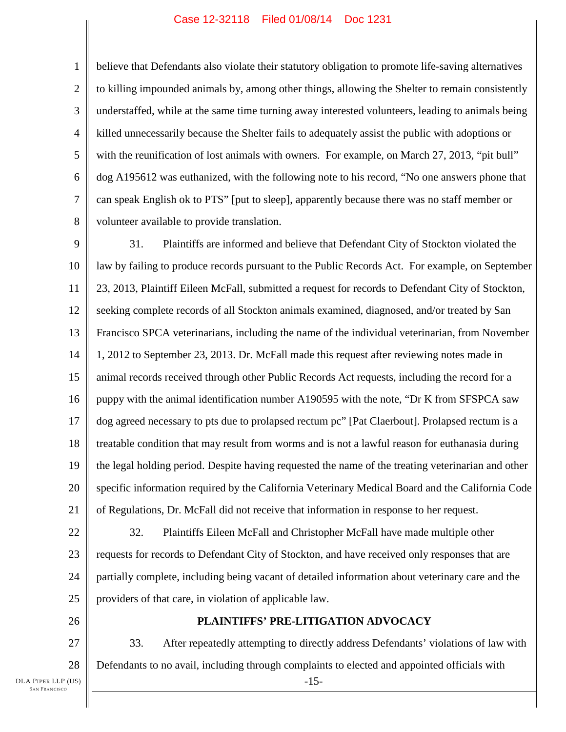believe that Defendants also violate their statutory obligation to promote life-saving alternatives to killing impounded animals by, among other things, allowing the Shelter to remain consistently understaffed, while at the same time turning away interested volunteers, leading to animals being killed unnecessarily because the Shelter fails to adequately assist the public with adoptions or with the reunification of lost animals with owners. For example, on March 27, 2013, "pit bull" dog A195612 was euthanized, with the following note to his record, "No one answers phone that can speak English ok to PTS" [put to sleep], apparently because there was no staff member or volunteer available to provide translation.

31. Plaintiffs are informed and believe that Defendant City of Stockton violated the law by failing to produce records pursuant to the Public Records Act. For example, on September 23, 2013, Plaintiff Eileen McFall, submitted a request for records to Defendant City of Stockton, seeking complete records of all Stockton animals examined, diagnosed, and/or treated by San Francisco SPCA veterinarians, including the name of the individual veterinarian, from November 1, 2012 to September 23, 2013. Dr. McFall made this request after reviewing notes made in animal records received through other Public Records Act requests, including the record for a puppy with the animal identification number A190595 with the note, "Dr K from SFSPCA saw dog agreed necessary to pts due to prolapsed rectum pc" [Pat Claerbout]. Prolapsed rectum is a treatable condition that may result from worms and is not a lawful reason for euthanasia during the legal holding period. Despite having requested the name of the treating veterinarian and other specific information required by the California Veterinary Medical Board and the California Code of Regulations, Dr. McFall did not receive that information in response to her request.

32. Plaintiffs Eileen McFall and Christopher McFall have made multiple other requests for records to Defendant City of Stockton, and have received only responses that are partially complete, including being vacant of detailed information about veterinary care and the providers of that care, in violation of applicable law.

## PLAINTIFFS' PRE-LITIGATION ADVOCACY

33. After repeatedly attempting to directly address Defendants' violations of law with Defendants to no avail, including through complaints to elected and appointed officials with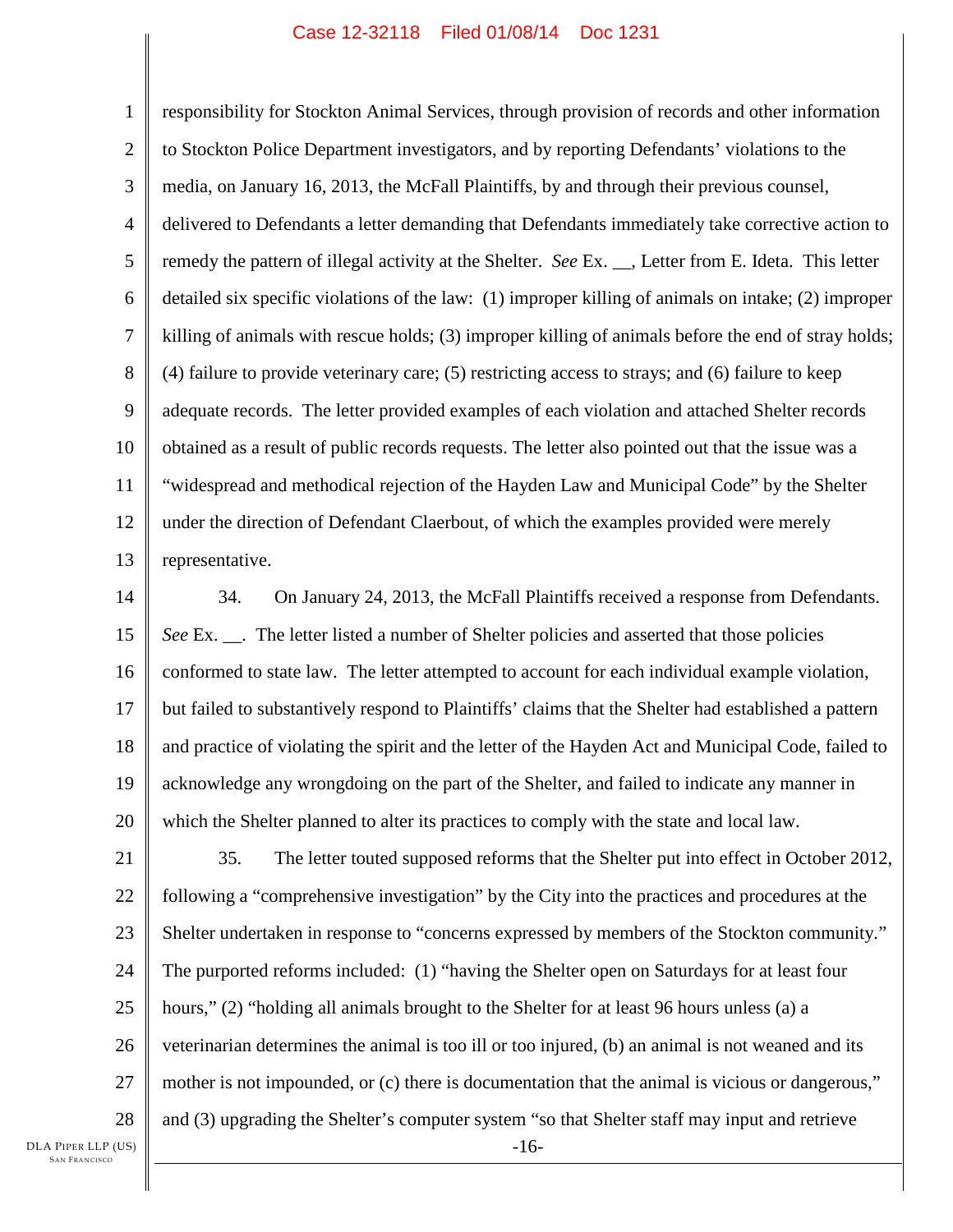responsibility for Stockton Animal Services, through provision of records and other information to Stockton Police Department investigators, and by reporting Defendants' violations to the media, on January 16, 2013, the McFall Plaintiffs, by and through their previous counsel, delivered to Defendants a letter demanding that Defendants immediately take corrective action to remedy the pattern of illegal activity at the Shelter. *See* Ex. __, Letter from E. Ideta. This letter detailed six specific violations of the law: (1) improper killing of animals on intake; (2) improper killing of animals with rescue holds; (3) improper killing of animals before the end of stray holds; (4) failure to provide veterinary care; (5) restricting access to strays; and (6) failure to keep adequate records. The letter provided examples of each violation and attached Shelter records obtained as a result of public records requests. The letter also pointed out that the issue was a "widespread and methodical rejection of the Hayden Law and Municipal Code" by the Shelter under the direction of Defendant Claerbout, of which the examples provided were merely representative.

34. On January 24, 2013, the McFall Plaintiffs received a response from Defendants. *See* Ex. __. The letter listed a number of Shelter policies and asserted that those policies conformed to state law. The letter attempted to account for each individual example violation, but failed to substantively respond to Plaintiffs' claims that the Shelter had established a pattern and practice of violating the spirit and the letter of the Hayden Act and Municipal Code, failed to acknowledge any wrongdoing on the part of the Shelter, and failed to indicate any manner in which the Shelter planned to alter its practices to comply with the state and local law.

35. The letter touted supposed reforms that the Shelter put into effect in October 2012, following a "comprehensive investigation" by the City into the practices and procedures at the Shelter undertaken in response to "concerns expressed by members of the Stockton community." The purported reforms included: (1) "having the Shelter open on Saturdays for at least four hours," (2) "holding all animals brought to the Shelter for at least 96 hours unless (a) a veterinarian determines the animal is too ill or too injured, (b) an animal is not weaned and its mother is not impounded, or (c) there is documentation that the animal is vicious or dangerous," and (3) upgrading the Shelter's computer system "so that Shelter staff may input and retrieve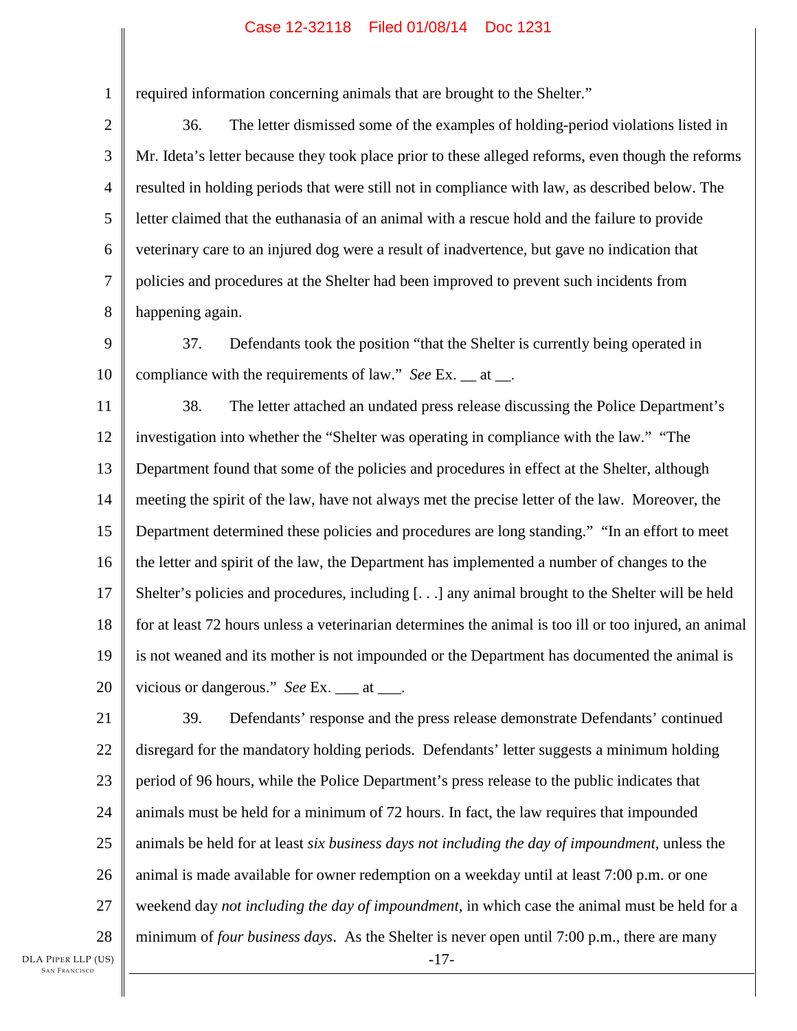required information concerning animals that are brought to the Shelter."

36. The letter dismissed some of the examples of holding-period violations listed in Mr. Ideta's letter because they took place prior to these alleged reforms, even though the reforms resulted in holding periods that were still not in compliance with law, as described below. The letter claimed that the euthanasia of an animal with a rescue hold and the failure to provide veterinary care to an injured dog were a result of inadvertence, but gave no indication that policies and procedures at the Shelter had been improved to prevent such incidents from happening again.

37. Defendants took the position "that the Shelter is currently being operated in compliance with the requirements of law." *See* Ex. __ at __.

38. The letter attached an undated press release discussing the Police Department's investigation into whether the "Shelter was operating in compliance with the law." "The Department found that some of the policies and procedures in effect at the Shelter, although meeting the spirit of the law, have not always met the precise letter of the law. Moreover, the Department determined these policies and procedures are long standing." "In an effort to meet the letter and spirit of the law, the Department has implemented a number of changes to the Shelter's policies and procedures, including [. . .] any animal brought to the Shelter will be held for at least 72 hours unless a veterinarian determines the animal is too ill or too injured, an animal is not weaned and its mother is not impounded or the Department has documented the animal is vicious or dangerous." *See* Ex. ___ at ___.

39. Defendants' response and the press release demonstrate Defendants' continued disregard for the mandatory holding periods. Defendants' letter suggests a minimum holding period of 96 hours, while the Police Department's press release to the public indicates that animals must be held for a minimum of 72 hours. In fact, the law requires that impounded animals be held for at least *six business days not including the day of impoundment*, unless the animal is made available for owner redemption on a weekday until at least 7:00 p.m. or one weekend day *not including the day of impoundment*, in which case the animal must be held for a minimum of *four business days*. As the Shelter is never open until 7:00 p.m., there are many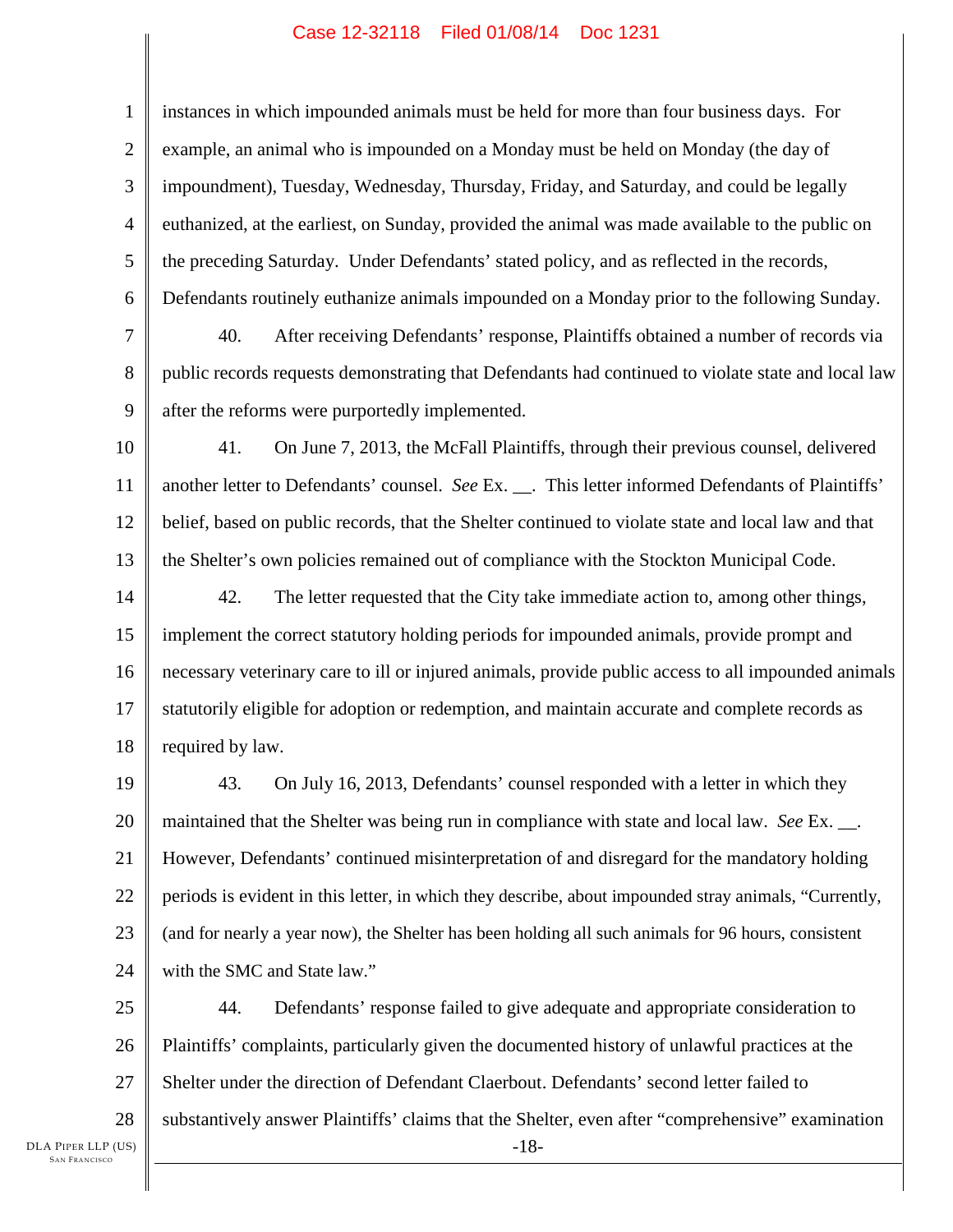instances in which impounded animals must be held for more than four business days. For example, an animal who is impounded on a Monday must be held on Monday (the day of impoundment), Tuesday, Wednesday, Thursday, Friday, and Saturday, and could be legally euthanized, at the earliest, on Sunday, provided the animal was made available to the public on the preceding Saturday. Under Defendants' stated policy, and as reflected in the records, Defendants routinely euthanize animals impounded on a Monday prior to the following Sunday.

40. After receiving Defendants' response, Plaintiffs obtained a number of records via public records requests demonstrating that Defendants had continued to violate state and local law after the reforms were purportedly implemented.

41. On June 7, 2013, the McFall Plaintiffs, through their previous counsel, delivered another letter to Defendants' counsel. *See* Ex. __. This letter informed Defendants of Plaintiffs' belief, based on public records, that the Shelter continued to violate state and local law and that the Shelter's own policies remained out of compliance with the Stockton Municipal Code.

42. The letter requested that the City take immediate action to, among other things, implement the correct statutory holding periods for impounded animals, provide prompt and necessary veterinary care to ill or injured animals, provide public access to all impounded animals statutorily eligible for adoption or redemption, and maintain accurate and complete records as required by law.

43. On July 16, 2013, Defendants' counsel responded with a letter in which they maintained that the Shelter was being run in compliance with state and local law. *See* Ex. __. However, Defendants' continued misinterpretation of and disregard for the mandatory holding periods is evident in this letter, in which they describe, about impounded stray animals, "Currently, (and for nearly a year now), the Shelter has been holding all such animals for 96 hours, consistent with the SMC and State law."

44. Defendants' response failed to give adequate and appropriate consideration to Plaintiffs' complaints, particularly given the documented history of unlawful practices at the Shelter under the direction of Defendant Claerbout. Defendants' second letter failed to substantively answer Plaintiffs' claims that the Shelter, even after "comprehensive" examination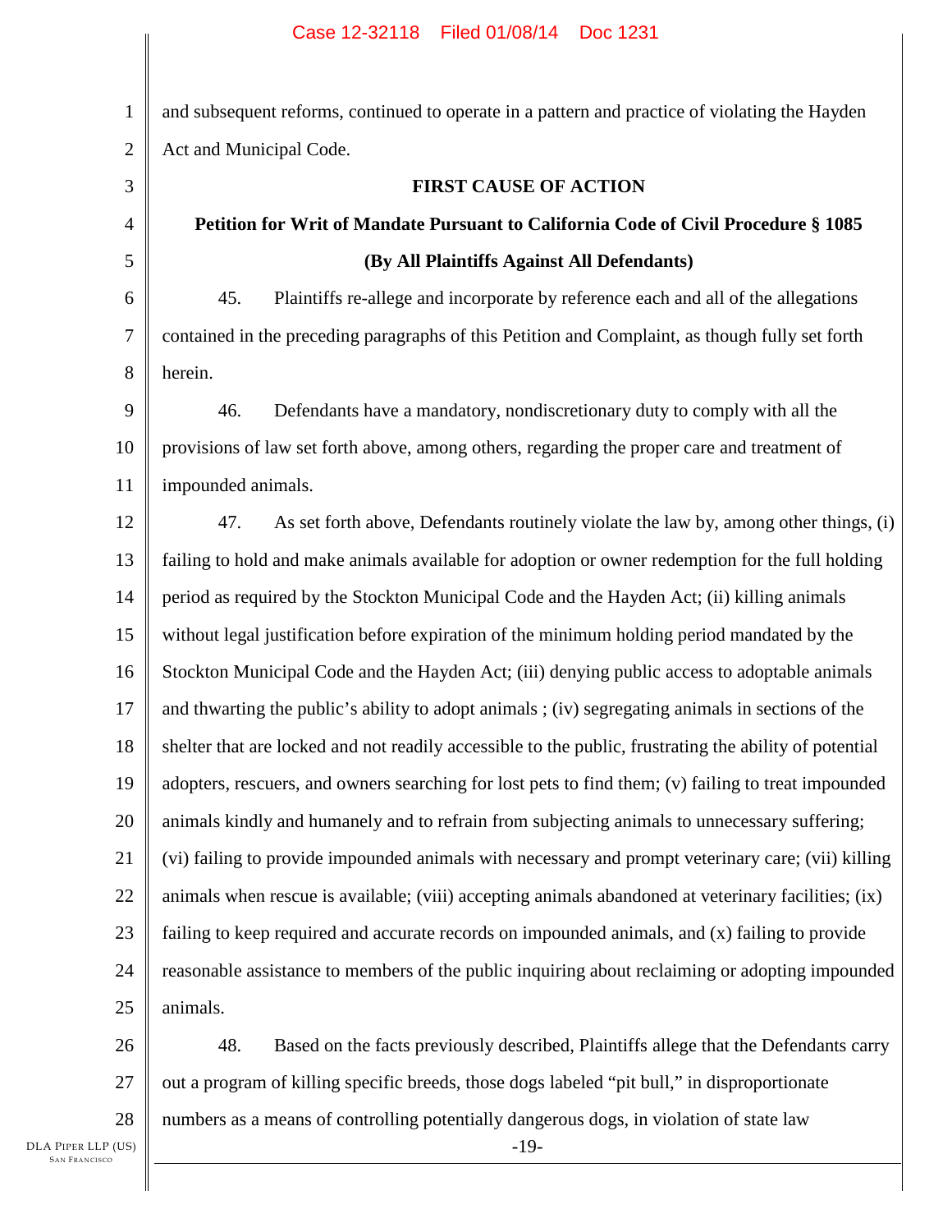and subsequent reforms, continued to operate in a pattern and practice of violating the Hayden Act and Municipal Code.

**FIRST CAUSE OF ACTION**

**Petition for Writ of Mandate Pursuant to California Code of Civil Procedure § 1085**

**(By All Plaintiffs Against All Defendants)**

45. Plaintiffs re-allege and incorporate by reference each and all of the allegations contained in the preceding paragraphs of this Petition and Complaint, as though fully set forth herein.

46. Defendants have a mandatory, nondiscretionary duty to comply with all the provisions of law set forth above, among others, regarding the proper care and treatment of impounded animals.

47. As set forth above, Defendants routinely violate the law by, among other things, (i) failing to hold and make animals available for adoption or owner redemption for the full holding period as required by the Stockton Municipal Code and the Hayden Act; (ii) killing animals without legal justification before expiration of the minimum holding period mandated by the Stockton Municipal Code and the Hayden Act; (iii) denying public access to adoptable animals and thwarting the public's ability to adopt animals ; (iv) segregating animals in sections of the shelter that are locked and not readily accessible to the public, frustrating the ability of potential adopters, rescuers, and owners searching for lost pets to find them; (v) failing to treat impounded animals kindly and humanely and to refrain from subjecting animals to unnecessary suffering; (vi) failing to provide impounded animals with necessary and prompt veterinary care; (vii) killing animals when rescue is available; (viii) accepting animals abandoned at veterinary facilities; (ix) failing to keep required and accurate records on impounded animals, and (x) failing to provide reasonable assistance to members of the public inquiring about reclaiming or adopting impounded animals.

48. Based on the facts previously described, Plaintiffs allege that the Defendants carry out a program of killing specific breeds, those dogs labeled "pit bull," in disproportionate numbers as a means of controlling potentially dangerous dogs, in violation of state law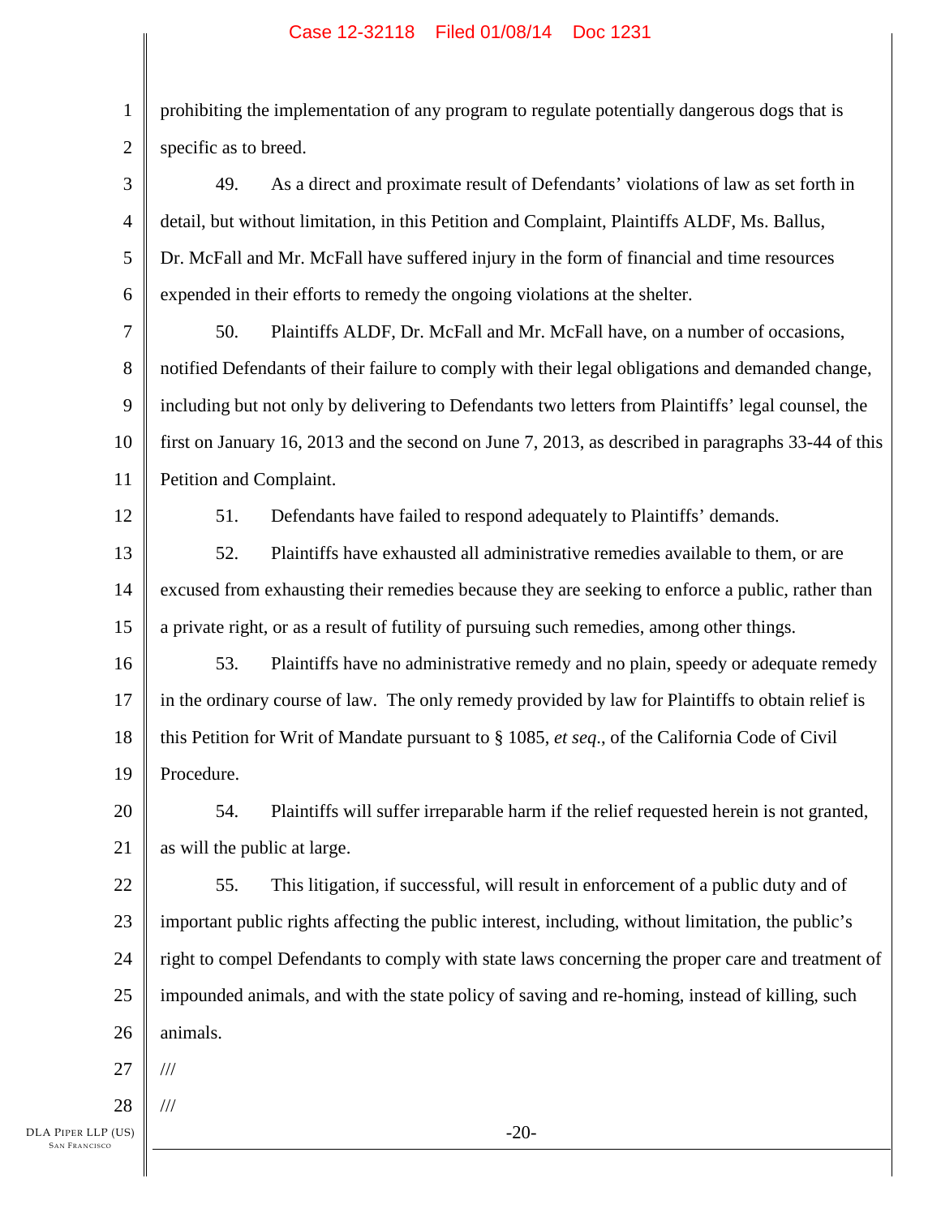prohibiting the implementation of any program to regulate potentially dangerous dogs that is specific as to breed.

49. As a direct and proximate result of Defendants' violations of law as set forth in detail, but without limitation, in this Petition and Complaint, Plaintiffs ALDF, Ms. Ballus, Dr. McFall and Mr. McFall have suffered injury in the form of financial and time resources expended in their efforts to remedy the ongoing violations at the shelter.

50. Plaintiffs ALDF, Dr. McFall and Mr. McFall have, on a number of occasions, notified Defendants of their failure to comply with their legal obligations and demanded change, including but not only by delivering to Defendants two letters from Plaintiffs' legal counsel, the first on January 16, 2013 and the second on June 7, 2013, as described in paragraphs 33-44 of this Petition and Complaint.

51. Defendants have failed to respond adequately to Plaintiffs' demands.

52. Plaintiffs have exhausted all administrative remedies available to them, or are excused from exhausting their remedies because they are seeking to enforce a public, rather than a private right, or as a result of futility of pursuing such remedies, among other things.

53. Plaintiffs have no administrative remedy and no plain, speedy or adequate remedy in the ordinary course of law. The only remedy provided by law for Plaintiffs to obtain relief is this Petition for Writ of Mandate pursuant to § 1085, *et seq.*, of the California Code of Civil Procedure.

54. Plaintiffs will suffer irreparable harm if the relief requested herein is not granted, as will the public at large.

55. This litigation, if successful, will result in enforcement of a public duty and of important public rights affecting the public interest, including, without limitation, the public's right to compel Defendants to comply with state laws concerning the proper care and treatment of impounded animals, and with the state policy of saving and re-homing, instead of killing, such animals.

///

///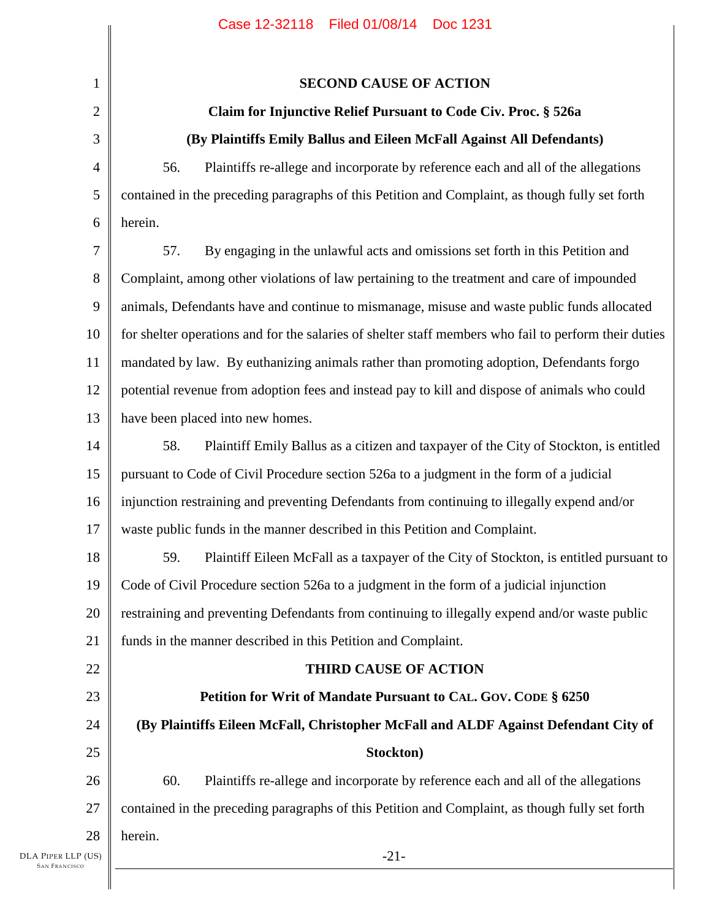**SECOND CAUSE OF ACTION**

**Claim for Injunctive Relief Pursuant to Code Civ. Proc. § 526a**

**(By Plaintiffs Emily Ballus and Eileen McFall Against All Defendants)**

56. Plaintiffs re-allege and incorporate by reference each and all of the allegations contained in the preceding paragraphs of this Petition and Complaint, as though fully set forth herein.

57. By engaging in the unlawful acts and omissions set forth in this Petition and Complaint, among other violations of law pertaining to the treatment and care of impounded animals, Defendants have and continue to mismanage, misuse and waste public funds allocated for shelter operations and for the salaries of shelter staff members who fail to perform their duties mandated by law. By euthanizing animals rather than promoting adoption, Defendants forgo potential revenue from adoption fees and instead pay to kill and dispose of animals who could have been placed into new homes.

58. Plaintiff Emily Ballus as a citizen and taxpayer of the City of Stockton, is entitled pursuant to Code of Civil Procedure section 526a to a judgment in the form of a judicial injunction restraining and preventing Defendants from continuing to illegally expend and/or waste public funds in the manner described in this Petition and Complaint.

59. Plaintiff Eileen McFall as a taxpayer of the City of Stockton, is entitled pursuant to Code of Civil Procedure section 526a to a judgment in the form of a judicial injunction restraining and preventing Defendants from continuing to illegally expend and/or waste public funds in the manner described in this Petition and Complaint.

**THIRD CAUSE OF ACTION**

**Petition for Writ of Mandate Pursuant to CAL. GOV. CODE § 6250**

**(By Plaintiffs Eileen McFall, Christopher McFall and ALDF Against Defendant City of Stockton)**

60. Plaintiffs re-allege and incorporate by reference each and all of the allegations contained in the preceding paragraphs of this Petition and Complaint, as though fully set forth herein.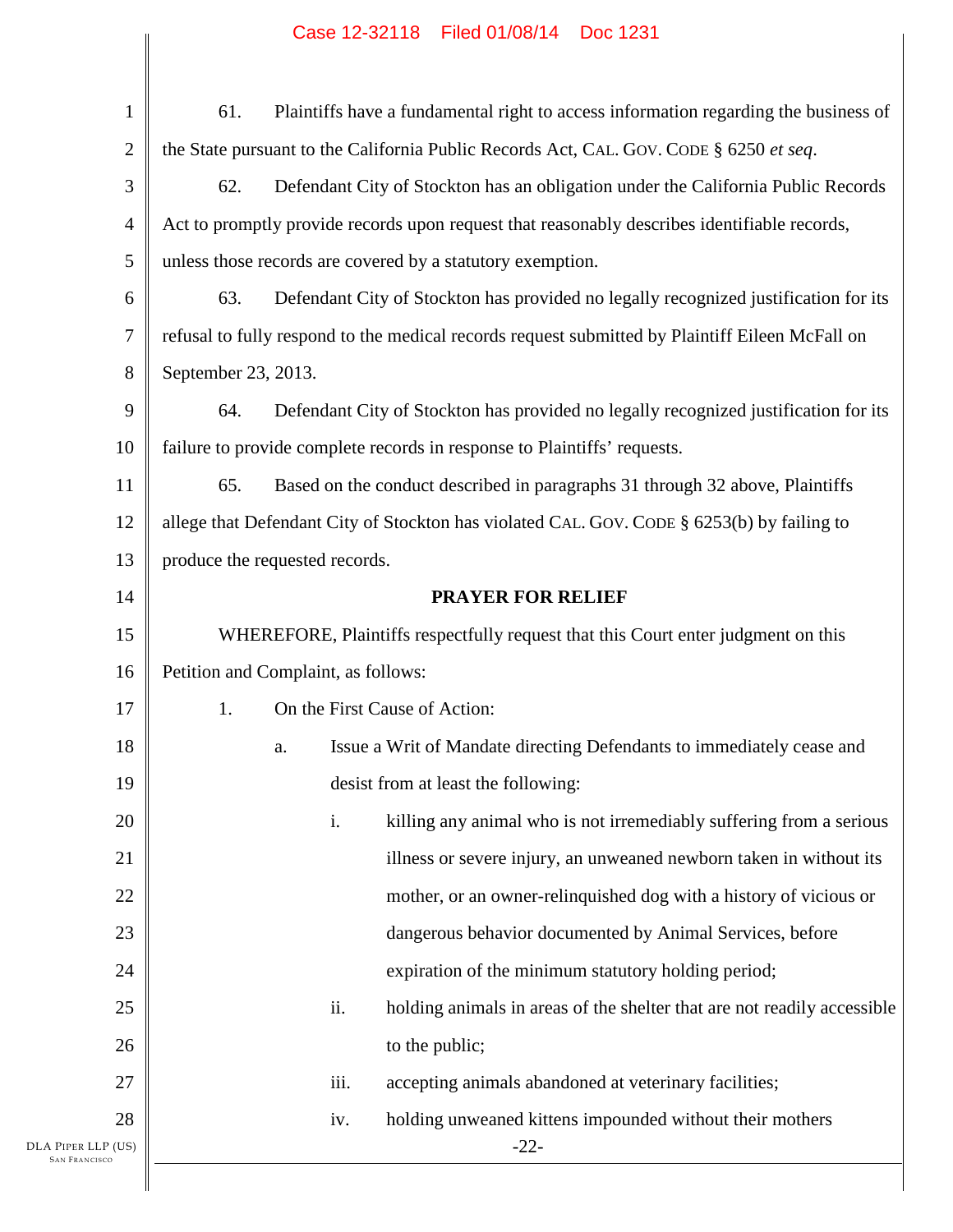61. Plaintiffs have a fundamental right to access information regarding the business of the State pursuant to the California Public Records Act, CAL. GOV. CODE § 6250 *et seq*.

62. Defendant City of Stockton has an obligation under the California Public Records Act to promptly provide records upon request that reasonably describes identifiable records, unless those records are covered by a statutory exemption.

63. Defendant City of Stockton has provided no legally recognized justification for its refusal to fully respond to the medical records request submitted by Plaintiff Eileen McFall on September 23, 2013.

64. Defendant City of Stockton has provided no legally recognized justification for its failure to provide complete records in response to Plaintiffs' requests.

65. Based on the conduct described in paragraphs 31 through 32 above, Plaintiffs allege that Defendant City of Stockton has violated CAL. GOV. CODE § 6253(b) by failing to produce the requested records.

**PRAYER FOR RELIEF**

WHEREFORE, Plaintiffs respectfully request that this Court enter judgment on this Petition and Complaint, as follows:

1. On the First Cause of Action:

   a. Issue a Writ of Mandate directing Defendants to immediately cease and desist from at least the following:

      i. killing any animal who is not irremediably suffering from a serious illness or severe injury, an unweaned newborn taken in without its mother, or an owner-relinquished dog with a history of vicious or dangerous behavior documented by Animal Services, before expiration of the minimum statutory holding period;

      ii. holding animals in areas of the shelter that are not readily accessible to the public;

      iii. accepting animals abandoned at veterinary facilities;

      iv. holding unweaned kittens impounded without their mothers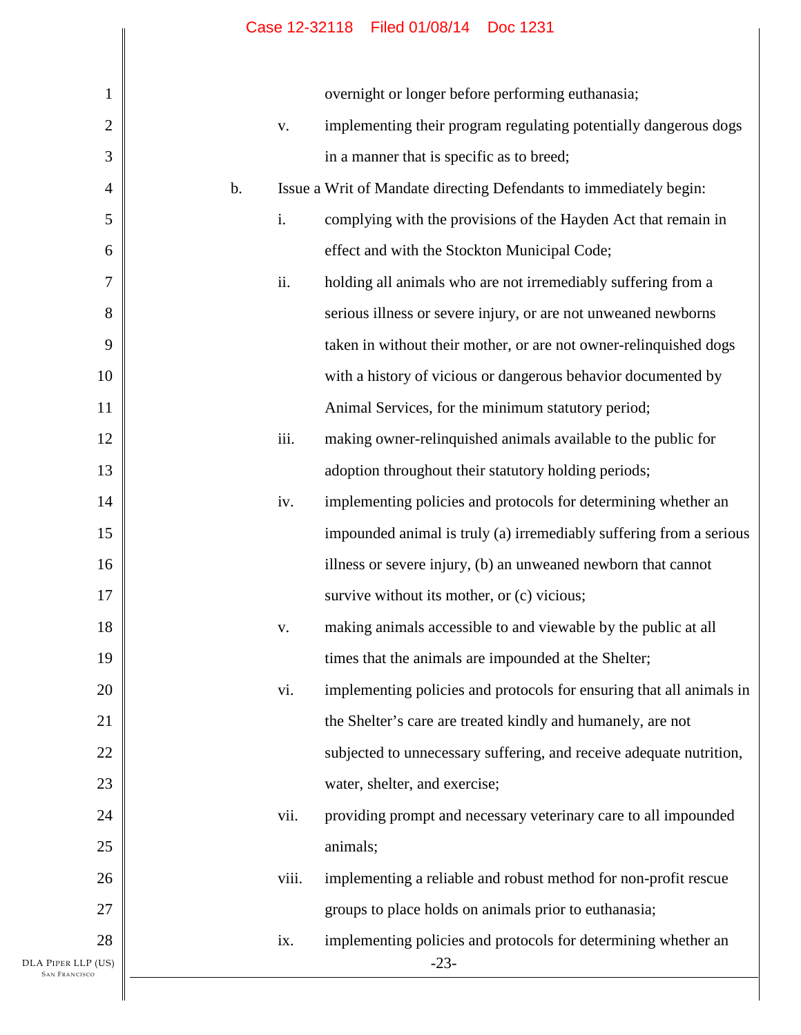overnight or longer before performing euthanasia;

v. implementing their program regulating potentially dangerous dogs in a manner that is specific as to breed;

b. Issue a Writ of Mandate directing Defendants to immediately begin:

i. complying with the provisions of the Hayden Act that remain in effect and with the Stockton Municipal Code;

ii. holding all animals who are not irremediably suffering from a serious illness or severe injury, or are not unweaned newborns taken in without their mother, or are not owner-relinquished dogs with a history of vicious or dangerous behavior documented by Animal Services, for the minimum statutory period;

iii. making owner-relinquished animals available to the public for adoption throughout their statutory holding periods;

iv. implementing policies and protocols for determining whether an impounded animal is truly (a) irremediably suffering from a serious illness or severe injury, (b) an unweaned newborn that cannot survive without its mother, or (c) vicious;

v. making animals accessible to and viewable by the public at all times that the animals are impounded at the Shelter;

vi. implementing policies and protocols for ensuring that all animals in the Shelter's care are treated kindly and humanely, are not subjected to unnecessary suffering, and receive adequate nutrition, water, shelter, and exercise;

vii. providing prompt and necessary veterinary care to all impounded animals;

viii. implementing a reliable and robust method for non-profit rescue groups to place holds on animals prior to euthanasia;

ix. implementing policies and protocols for determining whether an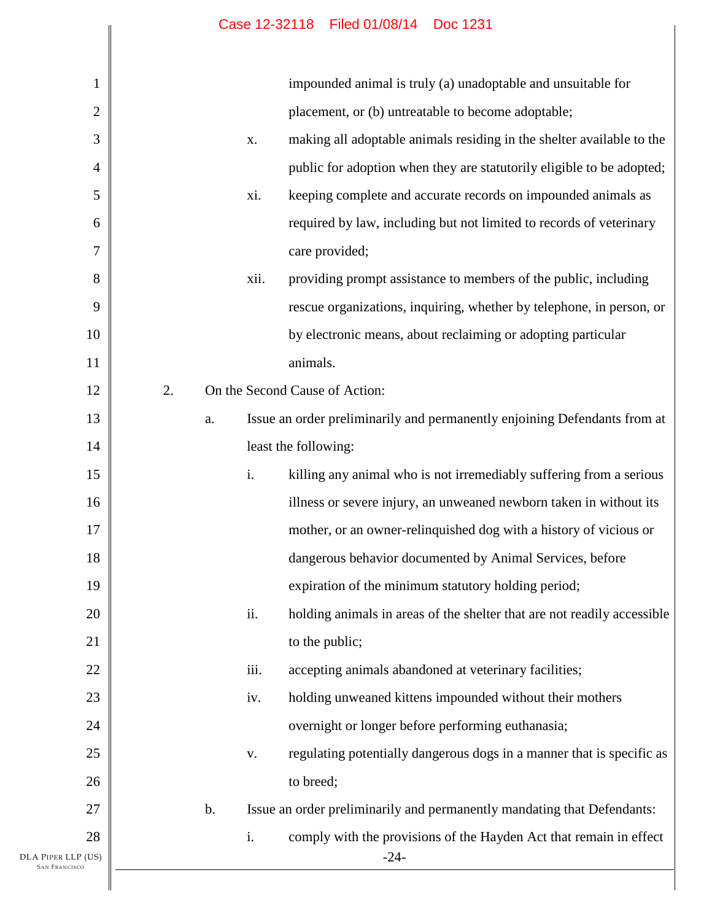impounded animal is truly (a) unadoptable and unsuitable for placement, or (b) untreatable to become adoptable;

x. making all adoptable animals residing in the shelter available to the public for adoption when they are statutorily eligible to be adopted;

xi. keeping complete and accurate records on impounded animals as required by law, including but not limited to records of veterinary care provided;

xii. providing prompt assistance to members of the public, including rescue organizations, inquiring, whether by telephone, in person, or by electronic means, about reclaiming or adopting particular animals.

2. On the Second Cause of Action:

a. Issue an order preliminarily and permanently enjoining Defendants from at least the following:

i. killing any animal who is not irremediably suffering from a serious illness or severe injury, an unweaned newborn taken in without its mother, or an owner-relinquished dog with a history of vicious or dangerous behavior documented by Animal Services, before expiration of the minimum statutory holding period;

ii. holding animals in areas of the shelter that are not readily accessible to the public;

iii. accepting animals abandoned at veterinary facilities;

iv. holding unweaned kittens impounded without their mothers overnight or longer before performing euthanasia;

v. regulating potentially dangerous dogs in a manner that is specific as to breed;

b. Issue an order preliminarily and permanently mandating that Defendants:

i. comply with the provisions of the Hayden Act that remain in effect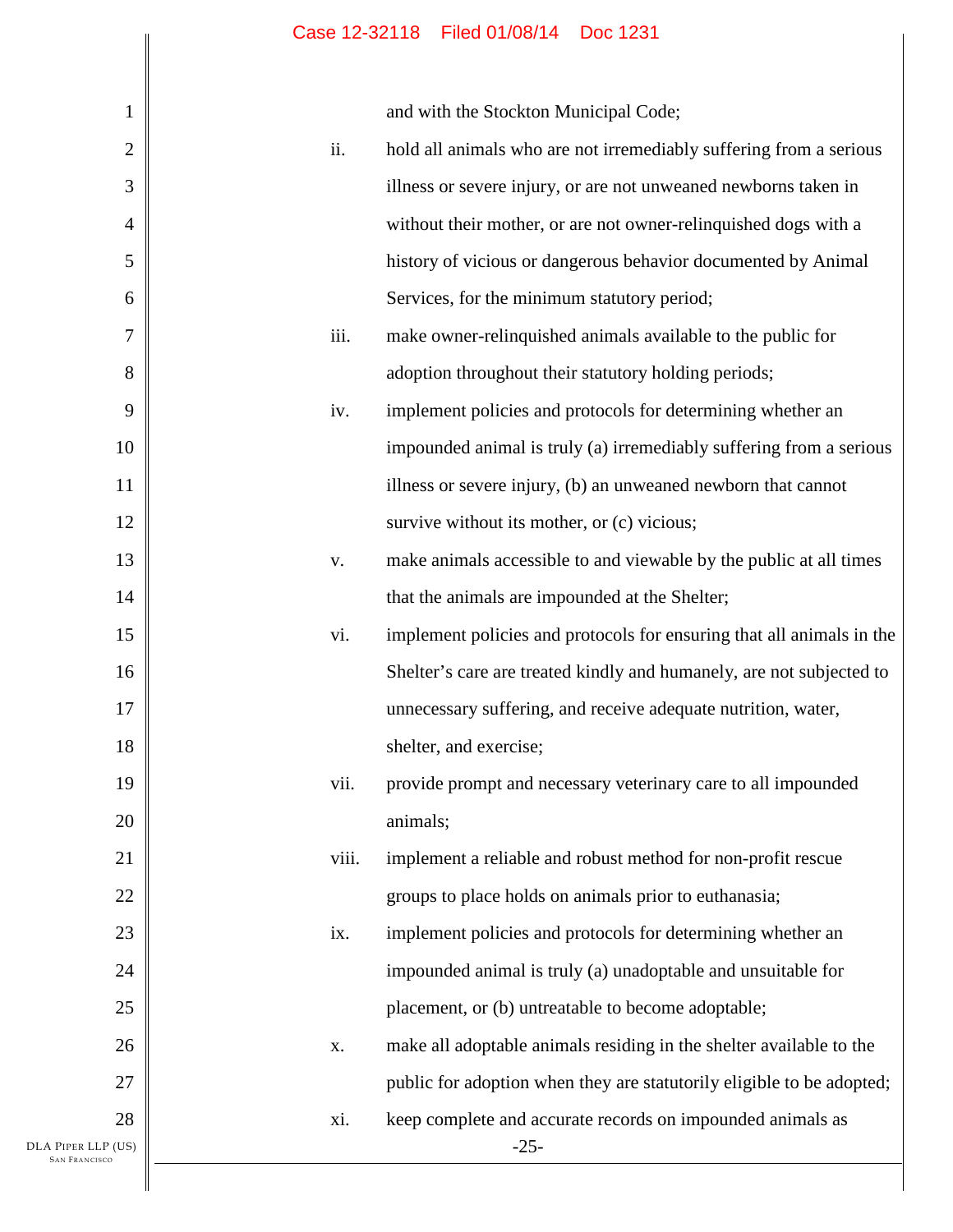and with the Stockton Municipal Code;

ii. hold all animals who are not irremediably suffering from a serious illness or severe injury, or are not unweaned newborns taken in without their mother, or are not owner-relinquished dogs with a history of vicious or dangerous behavior documented by Animal Services, for the minimum statutory period;

iii. make owner-relinquished animals available to the public for adoption throughout their statutory holding periods;

iv. implement policies and protocols for determining whether an impounded animal is truly (a) irremediably suffering from a serious illness or severe injury, (b) an unweaned newborn that cannot survive without its mother, or (c) vicious;

v. make animals accessible to and viewable by the public at all times that the animals are impounded at the Shelter;

vi. implement policies and protocols for ensuring that all animals in the Shelter's care are treated kindly and humanely, are not subjected to unnecessary suffering, and receive adequate nutrition, water, shelter, and exercise;

vii. provide prompt and necessary veterinary care to all impounded animals;

viii. implement a reliable and robust method for non-profit rescue groups to place holds on animals prior to euthanasia;

ix. implement policies and protocols for determining whether an impounded animal is truly (a) unadoptable and unsuitable for placement, or (b) untreatable to become adoptable;

x. make all adoptable animals residing in the shelter available to the public for adoption when they are statutorily eligible to be adopted;

xi. keep complete and accurate records on impounded animals as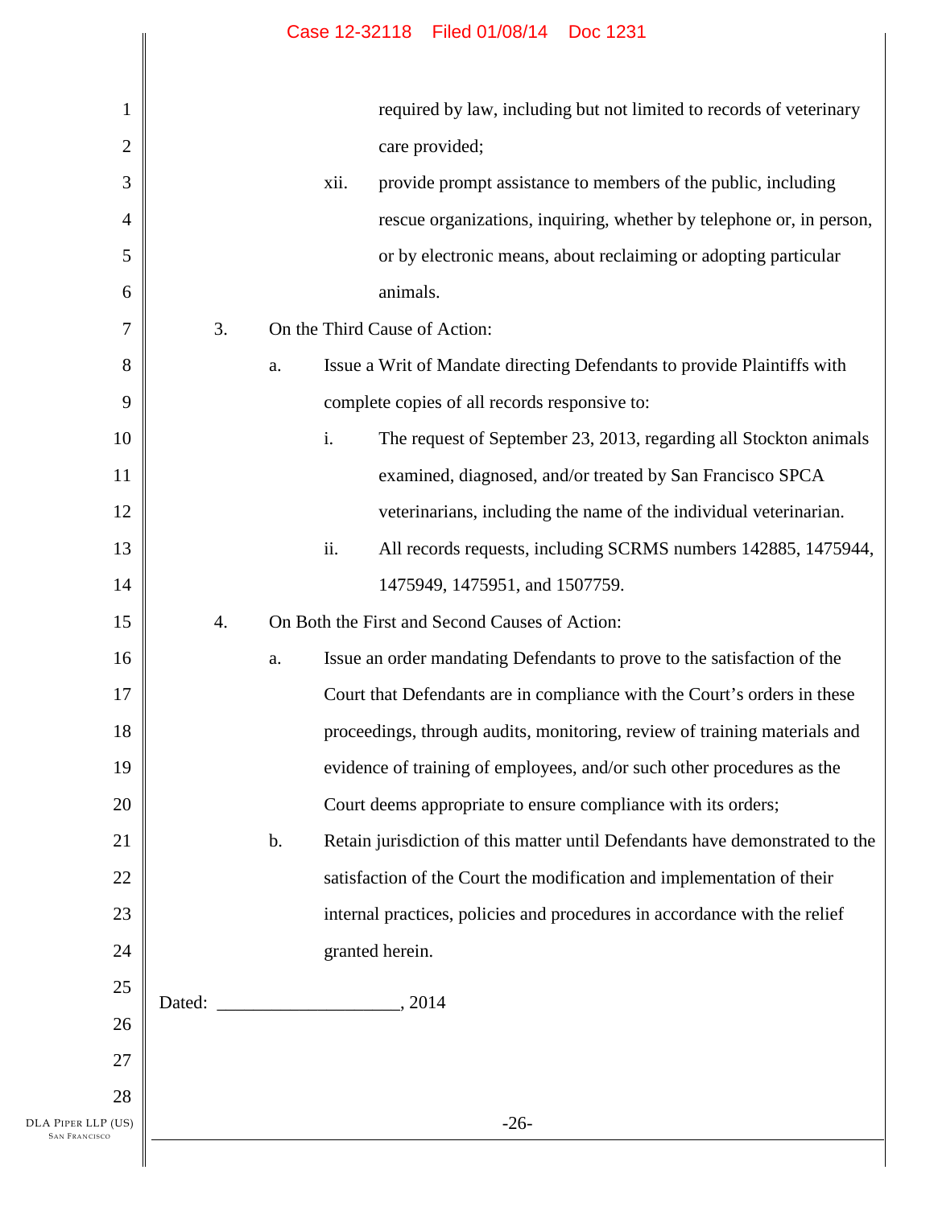required by law, including but not limited to records of veterinary care provided;

xii. provide prompt assistance to members of the public, including rescue organizations, inquiring, whether by telephone or, in person, or by electronic means, about reclaiming or adopting particular animals.

3. On the Third Cause of Action:

   a. Issue a Writ of Mandate directing Defendants to provide Plaintiffs with complete copies of all records responsive to:

      i. The request of September 23, 2013, regarding all Stockton animals examined, diagnosed, and/or treated by San Francisco SPCA veterinarians, including the name of the individual veterinarian.

      ii. All records requests, including SCRMS numbers 142885, 1475944, 1475949, 1475951, and 1507759.

4. On Both the First and Second Causes of Action:

   a. Issue an order mandating Defendants to prove to the satisfaction of the Court that Defendants are in compliance with the Court's orders in these proceedings, through audits, monitoring, review of training materials and evidence of training of employees, and/or such other procedures as the Court deems appropriate to ensure compliance with its orders;

   b. Retain jurisdiction of this matter until Defendants have demonstrated to the satisfaction of the Court the modification and implementation of their internal practices, policies and procedures in accordance with the relief granted herein.

Dated: ___________________, 2014